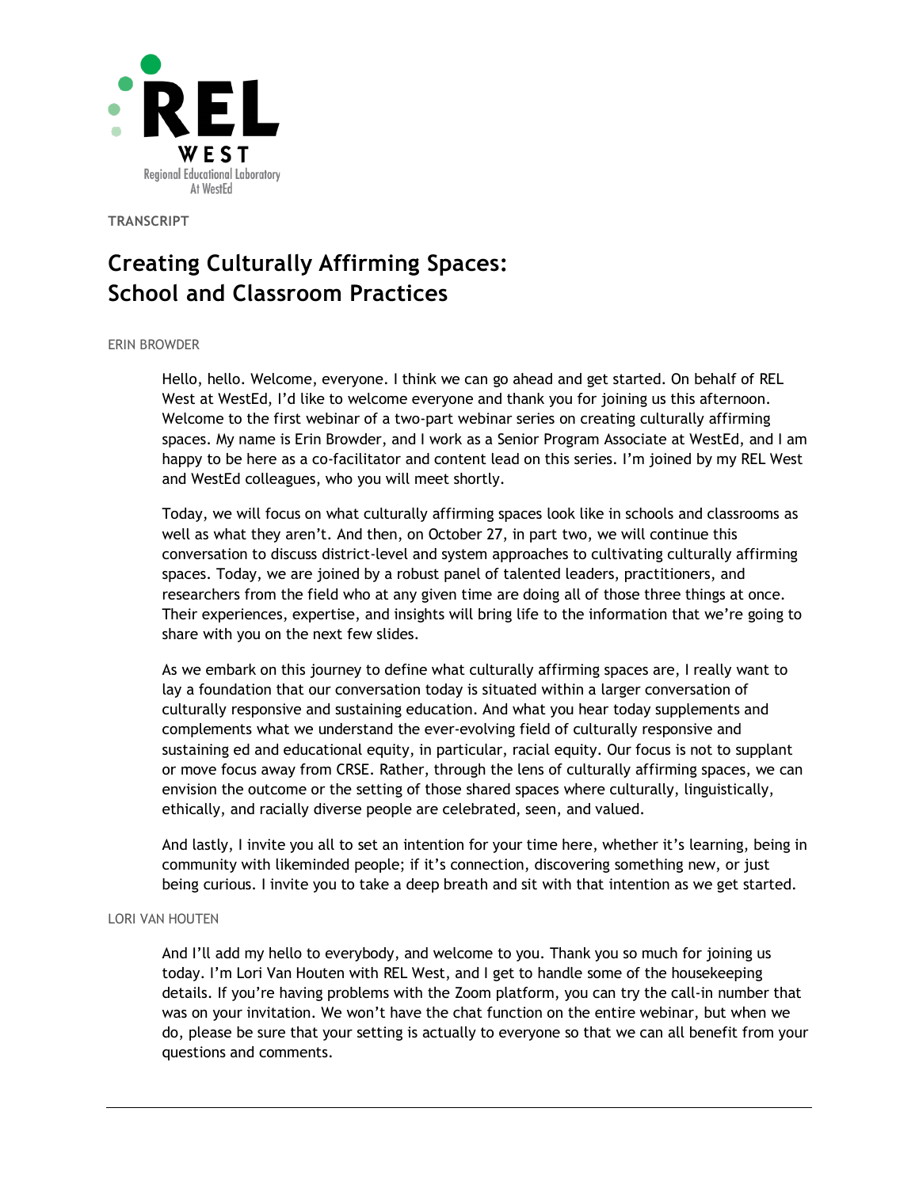REL WEST
Regional Educational Laboratory
At WestEd

TRANSCRIPT

# Creating Culturally Affirming Spaces: School and Classroom Practices

ERIN BROWDER

Hello, hello. Welcome, everyone. I think we can go ahead and get started. On behalf of REL West at WestEd, I'd like to welcome everyone and thank you for joining us this afternoon. Welcome to the first webinar of a two-part webinar series on creating culturally affirming spaces. My name is Erin Browder, and I work as a Senior Program Associate at WestEd, and I am happy to be here as a co-facilitator and content lead on this series. I'm joined by my REL West and WestEd colleagues, who you will meet shortly.

Today, we will focus on what culturally affirming spaces look like in schools and classrooms as well as what they aren't. And then, on October 27, in part two, we will continue this conversation to discuss district-level and system approaches to cultivating culturally affirming spaces. Today, we are joined by a robust panel of talented leaders, practitioners, and researchers from the field who at any given time are doing all of those three things at once. Their experiences, expertise, and insights will bring life to the information that we're going to share with you on the next few slides.

As we embark on this journey to define what culturally affirming spaces are, I really want to lay a foundation that our conversation today is situated within a larger conversation of culturally responsive and sustaining education. And what you hear today supplements and complements what we understand the ever-evolving field of culturally responsive and sustaining ed and educational equity, in particular, racial equity. Our focus is not to supplant or move focus away from CRSE. Rather, through the lens of culturally affirming spaces, we can envision the outcome or the setting of those shared spaces where culturally, linguistically, ethically, and racially diverse people are celebrated, seen, and valued.

And lastly, I invite you all to set an intention for your time here, whether it's learning, being in community with likeminded people; if it's connection, discovering something new, or just being curious. I invite you to take a deep breath and sit with that intention as we get started.

LORI VAN HOUTEN

And I'll add my hello to everybody, and welcome to you. Thank you so much for joining us today. I'm Lori Van Houten with REL West, and I get to handle some of the housekeeping details. If you're having problems with the Zoom platform, you can try the call-in number that was on your invitation. We won't have the chat function on the entire webinar, but when we do, please be sure that your setting is actually to everyone so that we can all benefit from your questions and comments.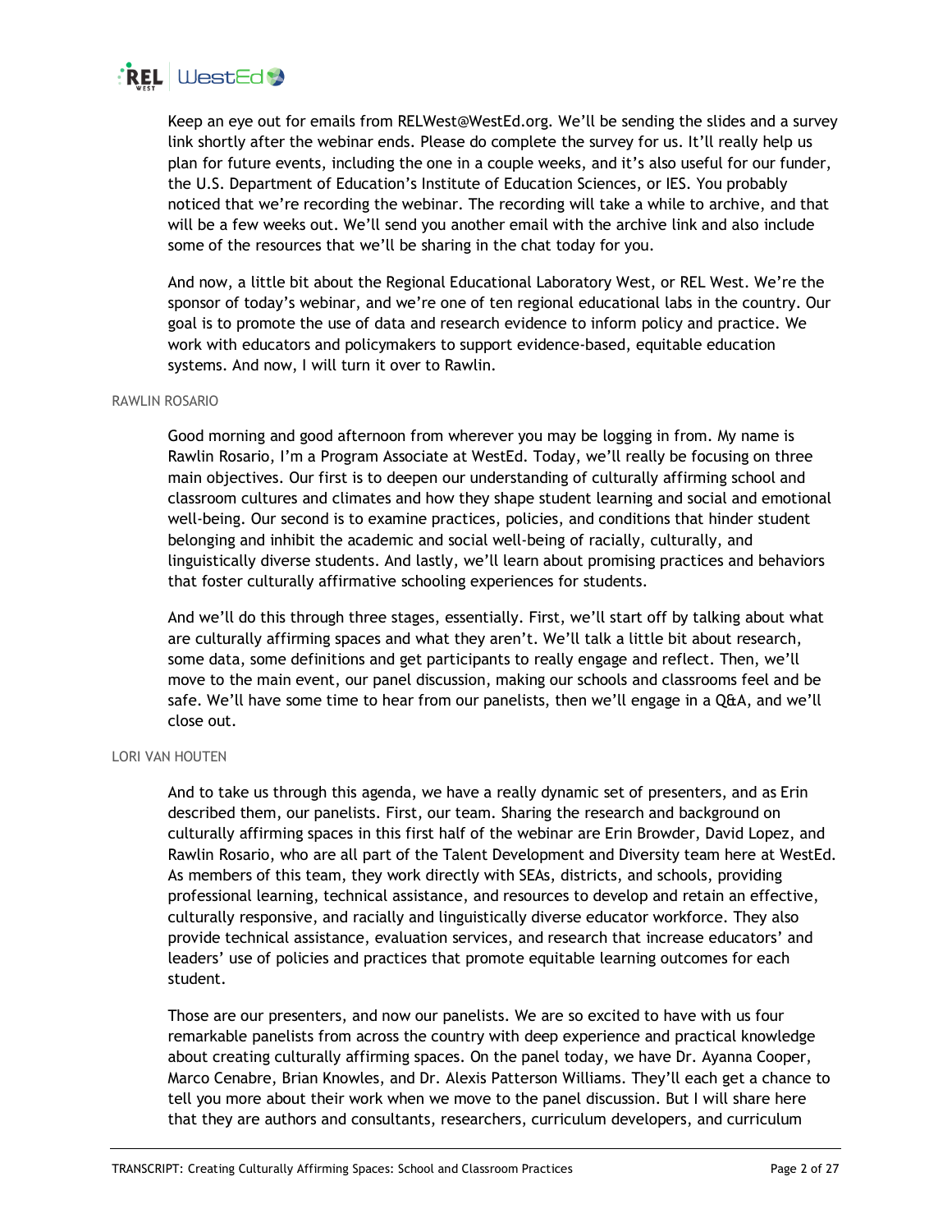Keep an eye out for emails from RELWest@WestEd.org. We'll be sending the slides and a survey link shortly after the webinar ends. Please do complete the survey for us. It'll really help us plan for future events, including the one in a couple weeks, and it's also useful for our funder, the U.S. Department of Education's Institute of Education Sciences, or IES. You probably noticed that we're recording the webinar. The recording will take a while to archive, and that will be a few weeks out. We'll send you another email with the archive link and also include some of the resources that we'll be sharing in the chat today for you.

And now, a little bit about the Regional Educational Laboratory West, or REL West. We're the sponsor of today's webinar, and we're one of ten regional educational labs in the country. Our goal is to promote the use of data and research evidence to inform policy and practice. We work with educators and policymakers to support evidence-based, equitable education systems. And now, I will turn it over to Rawlin.

RAWLIN ROSARIO

Good morning and good afternoon from wherever you may be logging in from. My name is Rawlin Rosario, I'm a Program Associate at WestEd. Today, we'll really be focusing on three main objectives. Our first is to deepen our understanding of culturally affirming school and classroom cultures and climates and how they shape student learning and social and emotional well-being. Our second is to examine practices, policies, and conditions that hinder student belonging and inhibit the academic and social well-being of racially, culturally, and linguistically diverse students. And lastly, we'll learn about promising practices and behaviors that foster culturally affirmative schooling experiences for students.

And we'll do this through three stages, essentially. First, we'll start off by talking about what are culturally affirming spaces and what they aren't. We'll talk a little bit about research, some data, some definitions and get participants to really engage and reflect. Then, we'll move to the main event, our panel discussion, making our schools and classrooms feel and be safe. We'll have some time to hear from our panelists, then we'll engage in a Q&A, and we'll close out.

LORI VAN HOUTEN

And to take us through this agenda, we have a really dynamic set of presenters, and as Erin described them, our panelists. First, our team. Sharing the research and background on culturally affirming spaces in this first half of the webinar are Erin Browder, David Lopez, and Rawlin Rosario, who are all part of the Talent Development and Diversity team here at WestEd. As members of this team, they work directly with SEAs, districts, and schools, providing professional learning, technical assistance, and resources to develop and retain an effective, culturally responsive, and racially and linguistically diverse educator workforce. They also provide technical assistance, evaluation services, and research that increase educators' and leaders' use of policies and practices that promote equitable learning outcomes for each student.

Those are our presenters, and now our panelists. We are so excited to have with us four remarkable panelists from across the country with deep experience and practical knowledge about creating culturally affirming spaces. On the panel today, we have Dr. Ayanna Cooper, Marco Cenabre, Brian Knowles, and Dr. Alexis Patterson Williams. They'll each get a chance to tell you more about their work when we move to the panel discussion. But I will share here that they are authors and consultants, researchers, curriculum developers, and curriculum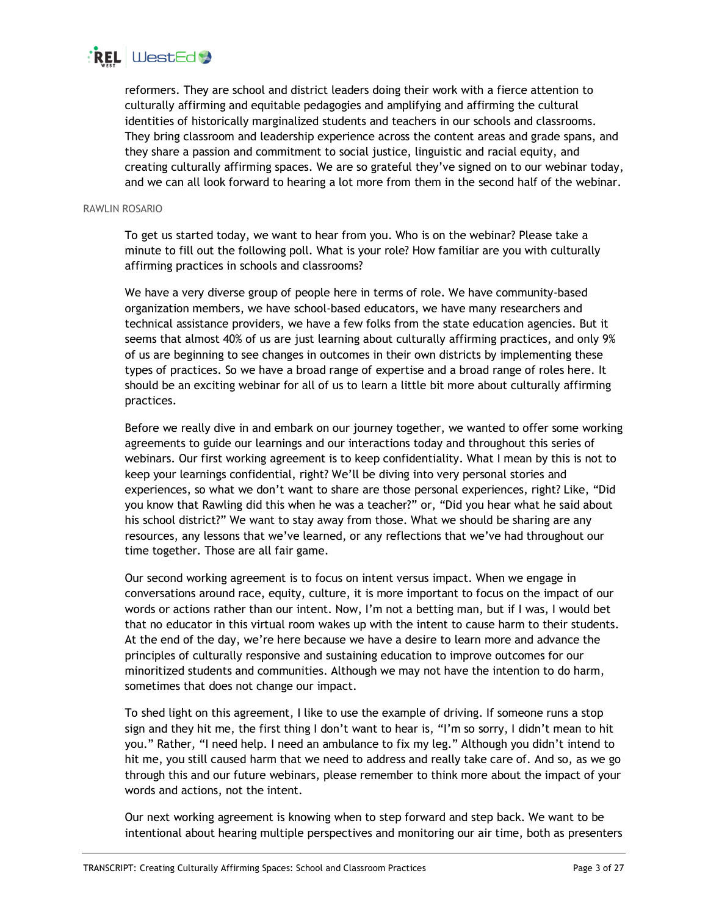reformers. They are school and district leaders doing their work with a fierce attention to culturally affirming and equitable pedagogies and amplifying and affirming the cultural identities of historically marginalized students and teachers in our schools and classrooms. They bring classroom and leadership experience across the content areas and grade spans, and they share a passion and commitment to social justice, linguistic and racial equity, and creating culturally affirming spaces. We are so grateful they've signed on to our webinar today, and we can all look forward to hearing a lot more from them in the second half of the webinar.

RAWLIN ROSARIO

To get us started today, we want to hear from you. Who is on the webinar? Please take a minute to fill out the following poll. What is your role? How familiar are you with culturally affirming practices in schools and classrooms?

We have a very diverse group of people here in terms of role. We have community-based organization members, we have school-based educators, we have many researchers and technical assistance providers, we have a few folks from the state education agencies. But it seems that almost 40% of us are just learning about culturally affirming practices, and only 9% of us are beginning to see changes in outcomes in their own districts by implementing these types of practices. So we have a broad range of expertise and a broad range of roles here. It should be an exciting webinar for all of us to learn a little bit more about culturally affirming practices.

Before we really dive in and embark on our journey together, we wanted to offer some working agreements to guide our learnings and our interactions today and throughout this series of webinars. Our first working agreement is to keep confidentiality. What I mean by this is not to keep your learnings confidential, right? We'll be diving into very personal stories and experiences, so what we don't want to share are those personal experiences, right? Like, "Did you know that Rawling did this when he was a teacher?" or, "Did you hear what he said about his school district?" We want to stay away from those. What we should be sharing are any resources, any lessons that we've learned, or any reflections that we've had throughout our time together. Those are all fair game.

Our second working agreement is to focus on intent versus impact. When we engage in conversations around race, equity, culture, it is more important to focus on the impact of our words or actions rather than our intent. Now, I'm not a betting man, but if I was, I would bet that no educator in this virtual room wakes up with the intent to cause harm to their students. At the end of the day, we're here because we have a desire to learn more and advance the principles of culturally responsive and sustaining education to improve outcomes for our minoritized students and communities. Although we may not have the intention to do harm, sometimes that does not change our impact.

To shed light on this agreement, I like to use the example of driving. If someone runs a stop sign and they hit me, the first thing I don't want to hear is, "I'm so sorry, I didn't mean to hit you." Rather, "I need help. I need an ambulance to fix my leg." Although you didn't intend to hit me, you still caused harm that we need to address and really take care of. And so, as we go through this and our future webinars, please remember to think more about the impact of your words and actions, not the intent.

Our next working agreement is knowing when to step forward and step back. We want to be intentional about hearing multiple perspectives and monitoring our air time, both as presenters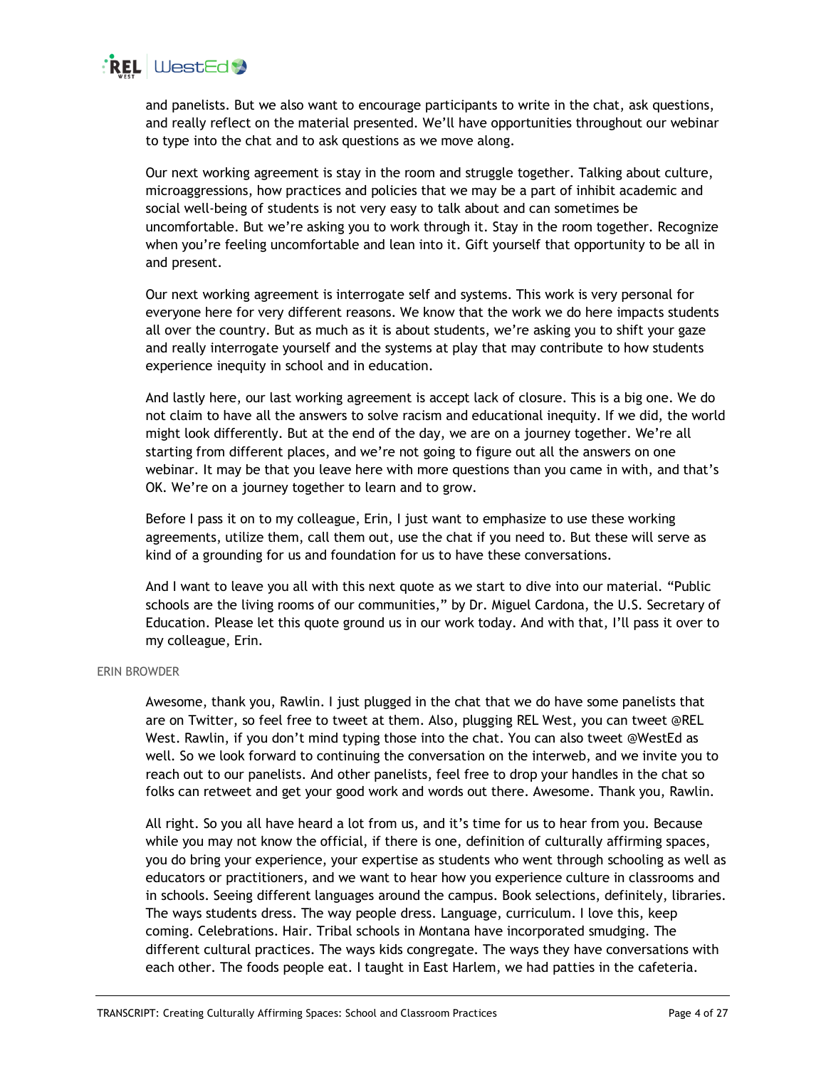and panelists. But we also want to encourage participants to write in the chat, ask questions, and really reflect on the material presented. We'll have opportunities throughout our webinar to type into the chat and to ask questions as we move along.

Our next working agreement is stay in the room and struggle together. Talking about culture, microaggressions, how practices and policies that we may be a part of inhibit academic and social well-being of students is not very easy to talk about and can sometimes be uncomfortable. But we're asking you to work through it. Stay in the room together. Recognize when you're feeling uncomfortable and lean into it. Gift yourself that opportunity to be all in and present.

Our next working agreement is interrogate self and systems. This work is very personal for everyone here for very different reasons. We know that the work we do here impacts students all over the country. But as much as it is about students, we're asking you to shift your gaze and really interrogate yourself and the systems at play that may contribute to how students experience inequity in school and in education.

And lastly here, our last working agreement is accept lack of closure. This is a big one. We do not claim to have all the answers to solve racism and educational inequity. If we did, the world might look differently. But at the end of the day, we are on a journey together. We're all starting from different places, and we're not going to figure out all the answers on one webinar. It may be that you leave here with more questions than you came in with, and that's OK. We're on a journey together to learn and to grow.

Before I pass it on to my colleague, Erin, I just want to emphasize to use these working agreements, utilize them, call them out, use the chat if you need to. But these will serve as kind of a grounding for us and foundation for us to have these conversations.

And I want to leave you all with this next quote as we start to dive into our material. "Public schools are the living rooms of our communities," by Dr. Miguel Cardona, the U.S. Secretary of Education. Please let this quote ground us in our work today. And with that, I'll pass it over to my colleague, Erin.

ERIN BROWDER

Awesome, thank you, Rawlin. I just plugged in the chat that we do have some panelists that are on Twitter, so feel free to tweet at them. Also, plugging REL West, you can tweet @REL West. Rawlin, if you don't mind typing those into the chat. You can also tweet @WestEd as well. So we look forward to continuing the conversation on the interweb, and we invite you to reach out to our panelists. And other panelists, feel free to drop your handles in the chat so folks can retweet and get your good work and words out there. Awesome. Thank you, Rawlin.

All right. So you all have heard a lot from us, and it's time for us to hear from you. Because while you may not know the official, if there is one, definition of culturally affirming spaces, you do bring your experience, your expertise as students who went through schooling as well as educators or practitioners, and we want to hear how you experience culture in classrooms and in schools. Seeing different languages around the campus. Book selections, definitely, libraries. The ways students dress. The way people dress. Language, curriculum. I love this, keep coming. Celebrations. Hair. Tribal schools in Montana have incorporated smudging. The different cultural practices. The ways kids congregate. The ways they have conversations with each other. The foods people eat. I taught in East Harlem, we had patties in the cafeteria.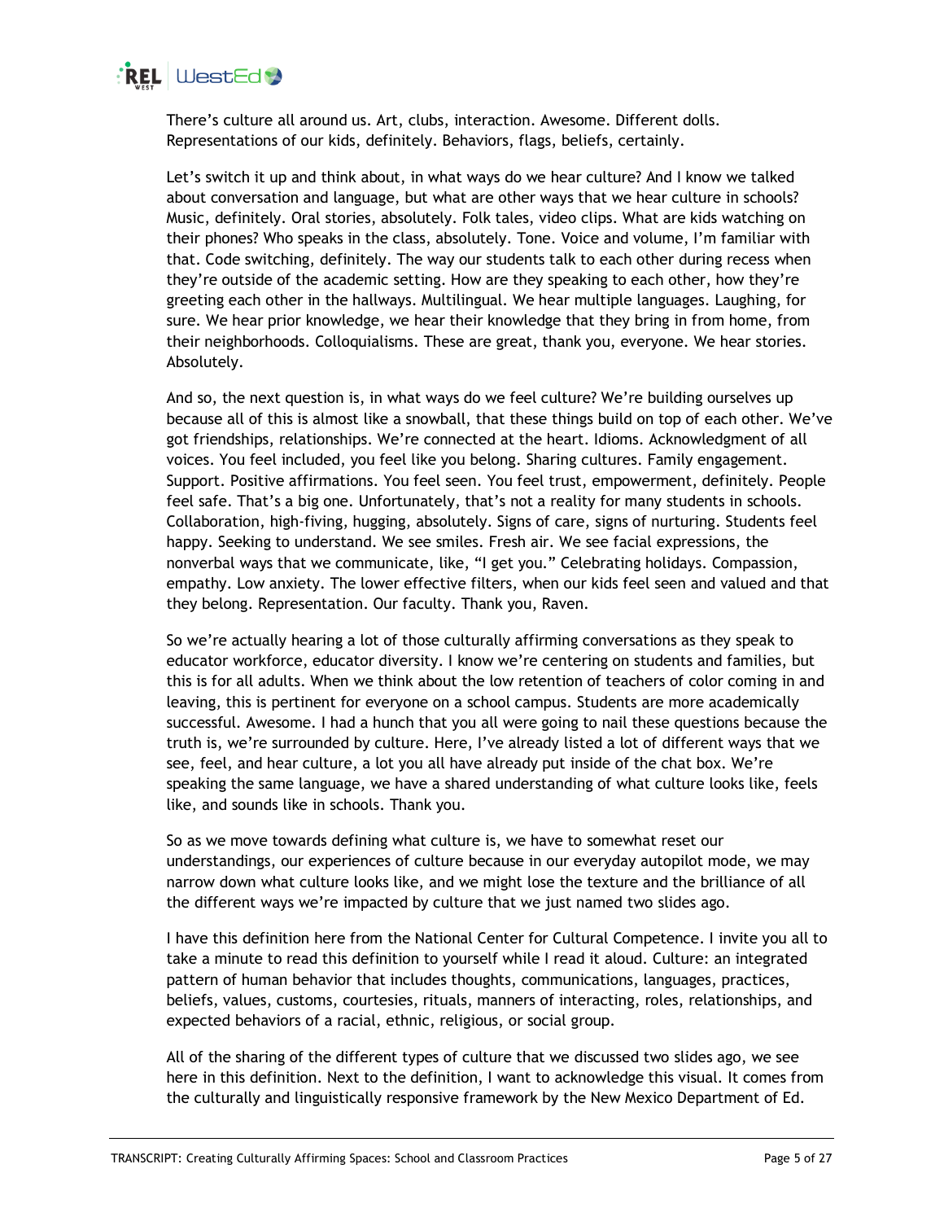There's culture all around us. Art, clubs, interaction. Awesome. Different dolls. Representations of our kids, definitely. Behaviors, flags, beliefs, certainly.

Let's switch it up and think about, in what ways do we hear culture? And I know we talked about conversation and language, but what are other ways that we hear culture in schools? Music, definitely. Oral stories, absolutely. Folk tales, video clips. What are kids watching on their phones? Who speaks in the class, absolutely. Tone. Voice and volume, I'm familiar with that. Code switching, definitely. The way our students talk to each other during recess when they're outside of the academic setting. How are they speaking to each other, how they're greeting each other in the hallways. Multilingual. We hear multiple languages. Laughing, for sure. We hear prior knowledge, we hear their knowledge that they bring in from home, from their neighborhoods. Colloquialisms. These are great, thank you, everyone. We hear stories. Absolutely.

And so, the next question is, in what ways do we feel culture? We're building ourselves up because all of this is almost like a snowball, that these things build on top of each other. We've got friendships, relationships. We're connected at the heart. Idioms. Acknowledgment of all voices. You feel included, you feel like you belong. Sharing cultures. Family engagement. Support. Positive affirmations. You feel seen. You feel trust, empowerment, definitely. People feel safe. That's a big one. Unfortunately, that's not a reality for many students in schools. Collaboration, high-fiving, hugging, absolutely. Signs of care, signs of nurturing. Students feel happy. Seeking to understand. We see smiles. Fresh air. We see facial expressions, the nonverbal ways that we communicate, like, "I get you." Celebrating holidays. Compassion, empathy. Low anxiety. The lower effective filters, when our kids feel seen and valued and that they belong. Representation. Our faculty. Thank you, Raven.

So we're actually hearing a lot of those culturally affirming conversations as they speak to educator workforce, educator diversity. I know we're centering on students and families, but this is for all adults. When we think about the low retention of teachers of color coming in and leaving, this is pertinent for everyone on a school campus. Students are more academically successful. Awesome. I had a hunch that you all were going to nail these questions because the truth is, we're surrounded by culture. Here, I've already listed a lot of different ways that we see, feel, and hear culture, a lot you all have already put inside of the chat box. We're speaking the same language, we have a shared understanding of what culture looks like, feels like, and sounds like in schools. Thank you.

So as we move towards defining what culture is, we have to somewhat reset our understandings, our experiences of culture because in our everyday autopilot mode, we may narrow down what culture looks like, and we might lose the texture and the brilliance of all the different ways we're impacted by culture that we just named two slides ago.

I have this definition here from the National Center for Cultural Competence. I invite you all to take a minute to read this definition to yourself while I read it aloud. Culture: an integrated pattern of human behavior that includes thoughts, communications, languages, practices, beliefs, values, customs, courtesies, rituals, manners of interacting, roles, relationships, and expected behaviors of a racial, ethnic, religious, or social group.

All of the sharing of the different types of culture that we discussed two slides ago, we see here in this definition. Next to the definition, I want to acknowledge this visual. It comes from the culturally and linguistically responsive framework by the New Mexico Department of Ed.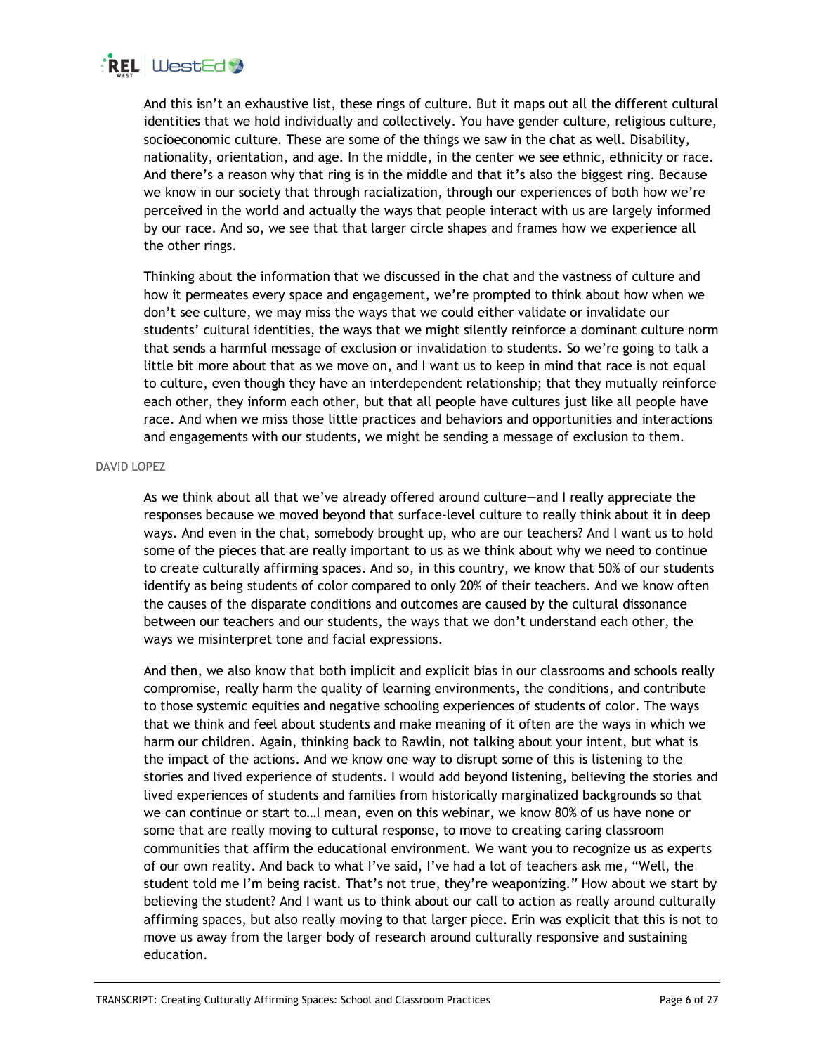And this isn't an exhaustive list, these rings of culture. But it maps out all the different cultural identities that we hold individually and collectively. You have gender culture, religious culture, socioeconomic culture. These are some of the things we saw in the chat as well. Disability, nationality, orientation, and age. In the middle, in the center we see ethnic, ethnicity or race. And there's a reason why that ring is in the middle and that it's also the biggest ring. Because we know in our society that through racialization, through our experiences of both how we're perceived in the world and actually the ways that people interact with us are largely informed by our race. And so, we see that that larger circle shapes and frames how we experience all the other rings.

Thinking about the information that we discussed in the chat and the vastness of culture and how it permeates every space and engagement, we're prompted to think about how when we don't see culture, we may miss the ways that we could either validate or invalidate our students' cultural identities, the ways that we might silently reinforce a dominant culture norm that sends a harmful message of exclusion or invalidation to students. So we're going to talk a little bit more about that as we move on, and I want us to keep in mind that race is not equal to culture, even though they have an interdependent relationship; that they mutually reinforce each other, they inform each other, but that all people have cultures just like all people have race. And when we miss those little practices and behaviors and opportunities and interactions and engagements with our students, we might be sending a message of exclusion to them.

DAVID LOPEZ

As we think about all that we've already offered around culture—and I really appreciate the responses because we moved beyond that surface-level culture to really think about it in deep ways. And even in the chat, somebody brought up, who are our teachers? And I want us to hold some of the pieces that are really important to us as we think about why we need to continue to create culturally affirming spaces. And so, in this country, we know that 50% of our students identify as being students of color compared to only 20% of their teachers. And we know often the causes of the disparate conditions and outcomes are caused by the cultural dissonance between our teachers and our students, the ways that we don't understand each other, the ways we misinterpret tone and facial expressions.

And then, we also know that both implicit and explicit bias in our classrooms and schools really compromise, really harm the quality of learning environments, the conditions, and contribute to those systemic equities and negative schooling experiences of students of color. The ways that we think and feel about students and make meaning of it often are the ways in which we harm our children. Again, thinking back to Rawlin, not talking about your intent, but what is the impact of the actions. And we know one way to disrupt some of this is listening to the stories and lived experience of students. I would add beyond listening, believing the stories and lived experiences of students and families from historically marginalized backgrounds so that we can continue or start to…I mean, even on this webinar, we know 80% of us have none or some that are really moving to cultural response, to move to creating caring classroom communities that affirm the educational environment. We want you to recognize us as experts of our own reality. And back to what I've said, I've had a lot of teachers ask me, "Well, the student told me I'm being racist. That's not true, they're weaponizing." How about we start by believing the student? And I want us to think about our call to action as really around culturally affirming spaces, but also really moving to that larger piece. Erin was explicit that this is not to move us away from the larger body of research around culturally responsive and sustaining education.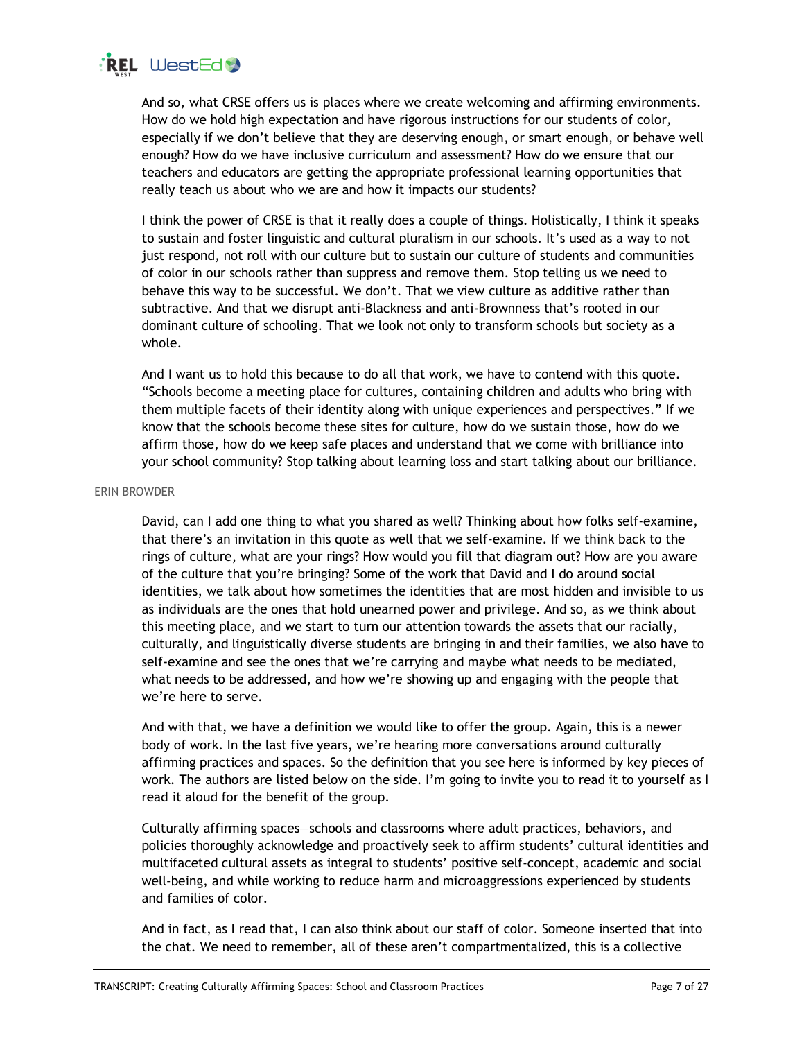And so, what CRSE offers us is places where we create welcoming and affirming environments. How do we hold high expectation and have rigorous instructions for our students of color, especially if we don't believe that they are deserving enough, or smart enough, or behave well enough? How do we have inclusive curriculum and assessment? How do we ensure that our teachers and educators are getting the appropriate professional learning opportunities that really teach us about who we are and how it impacts our students?

I think the power of CRSE is that it really does a couple of things. Holistically, I think it speaks to sustain and foster linguistic and cultural pluralism in our schools. It's used as a way to not just respond, not roll with our culture but to sustain our culture of students and communities of color in our schools rather than suppress and remove them. Stop telling us we need to behave this way to be successful. We don't. That we view culture as additive rather than subtractive. And that we disrupt anti-Blackness and anti-Brownness that's rooted in our dominant culture of schooling. That we look not only to transform schools but society as a whole.

And I want us to hold this because to do all that work, we have to contend with this quote. "Schools become a meeting place for cultures, containing children and adults who bring with them multiple facets of their identity along with unique experiences and perspectives." If we know that the schools become these sites for culture, how do we sustain those, how do we affirm those, how do we keep safe places and understand that we come with brilliance into your school community? Stop talking about learning loss and start talking about our brilliance.

ERIN BROWDER

David, can I add one thing to what you shared as well? Thinking about how folks self-examine, that there's an invitation in this quote as well that we self-examine. If we think back to the rings of culture, what are your rings? How would you fill that diagram out? How are you aware of the culture that you're bringing? Some of the work that David and I do around social identities, we talk about how sometimes the identities that are most hidden and invisible to us as individuals are the ones that hold unearned power and privilege. And so, as we think about this meeting place, and we start to turn our attention towards the assets that our racially, culturally, and linguistically diverse students are bringing in and their families, we also have to self-examine and see the ones that we're carrying and maybe what needs to be mediated, what needs to be addressed, and how we're showing up and engaging with the people that we're here to serve.

And with that, we have a definition we would like to offer the group. Again, this is a newer body of work. In the last five years, we're hearing more conversations around culturally affirming practices and spaces. So the definition that you see here is informed by key pieces of work. The authors are listed below on the side. I'm going to invite you to read it to yourself as I read it aloud for the benefit of the group.

Culturally affirming spaces—schools and classrooms where adult practices, behaviors, and policies thoroughly acknowledge and proactively seek to affirm students' cultural identities and multifaceted cultural assets as integral to students' positive self-concept, academic and social well-being, and while working to reduce harm and microaggressions experienced by students and families of color.

And in fact, as I read that, I can also think about our staff of color. Someone inserted that into the chat. We need to remember, all of these aren't compartmentalized, this is a collective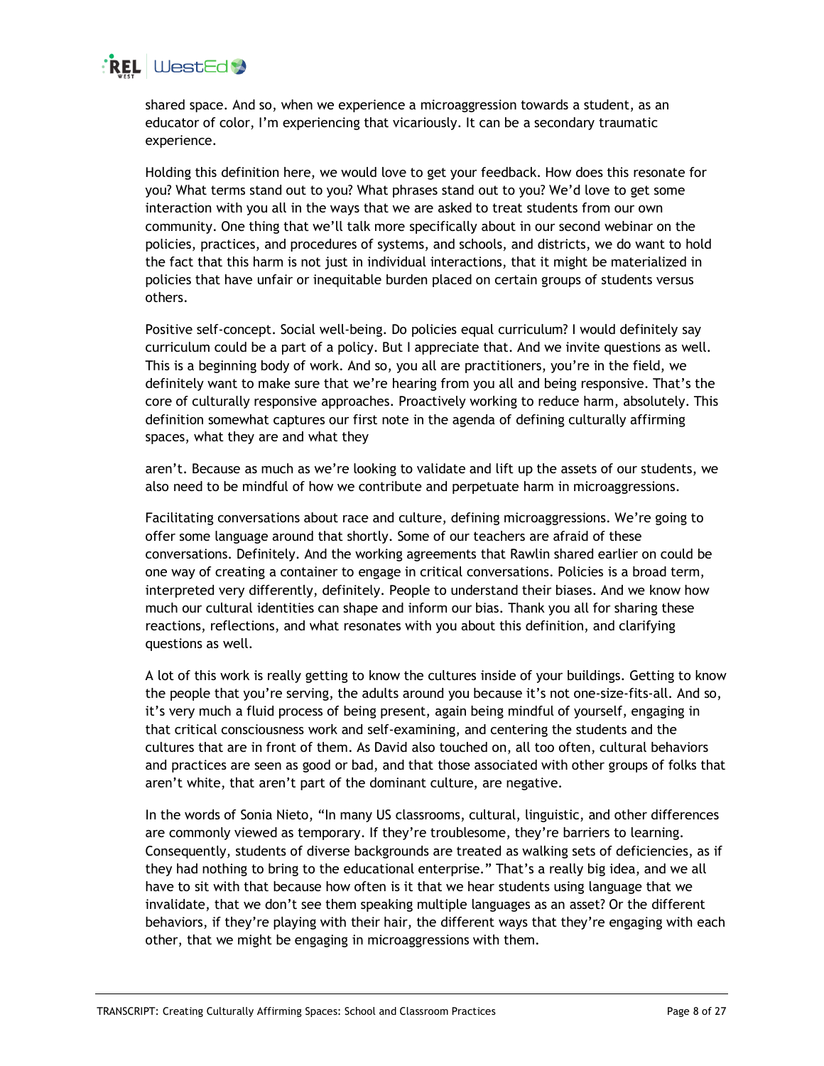shared space. And so, when we experience a microaggression towards a student, as an educator of color, I'm experiencing that vicariously. It can be a secondary traumatic experience.

Holding this definition here, we would love to get your feedback. How does this resonate for you? What terms stand out to you? What phrases stand out to you? We'd love to get some interaction with you all in the ways that we are asked to treat students from our own community. One thing that we'll talk more specifically about in our second webinar on the policies, practices, and procedures of systems, and schools, and districts, we do want to hold the fact that this harm is not just in individual interactions, that it might be materialized in policies that have unfair or inequitable burden placed on certain groups of students versus others.

Positive self-concept. Social well-being. Do policies equal curriculum? I would definitely say curriculum could be a part of a policy. But I appreciate that. And we invite questions as well. This is a beginning body of work. And so, you all are practitioners, you're in the field, we definitely want to make sure that we're hearing from you all and being responsive. That's the core of culturally responsive approaches. Proactively working to reduce harm, absolutely. This definition somewhat captures our first note in the agenda of defining culturally affirming spaces, what they are and what they aren't. Because as much as we're looking to validate and lift up the assets of our students, we also need to be mindful of how we contribute and perpetuate harm in microaggressions.

Facilitating conversations about race and culture, defining microaggressions. We're going to offer some language around that shortly. Some of our teachers are afraid of these conversations. Definitely. And the working agreements that Rawlin shared earlier on could be one way of creating a container to engage in critical conversations. Policies is a broad term, interpreted very differently, definitely. People to understand their biases. And we know how much our cultural identities can shape and inform our bias. Thank you all for sharing these reactions, reflections, and what resonates with you about this definition, and clarifying questions as well.

A lot of this work is really getting to know the cultures inside of your buildings. Getting to know the people that you're serving, the adults around you because it's not one-size-fits-all. And so, it's very much a fluid process of being present, again being mindful of yourself, engaging in that critical consciousness work and self-examining, and centering the students and the cultures that are in front of them. As David also touched on, all too often, cultural behaviors and practices are seen as good or bad, and that those associated with other groups of folks that aren't white, that aren't part of the dominant culture, are negative.

In the words of Sonia Nieto, "In many US classrooms, cultural, linguistic, and other differences are commonly viewed as temporary. If they're troublesome, they're barriers to learning. Consequently, students of diverse backgrounds are treated as walking sets of deficiencies, as if they had nothing to bring to the educational enterprise." That's a really big idea, and we all have to sit with that because how often is it that we hear students using language that we invalidate, that we don't see them speaking multiple languages as an asset? Or the different behaviors, if they're playing with their hair, the different ways that they're engaging with each other, that we might be engaging in microaggressions with them.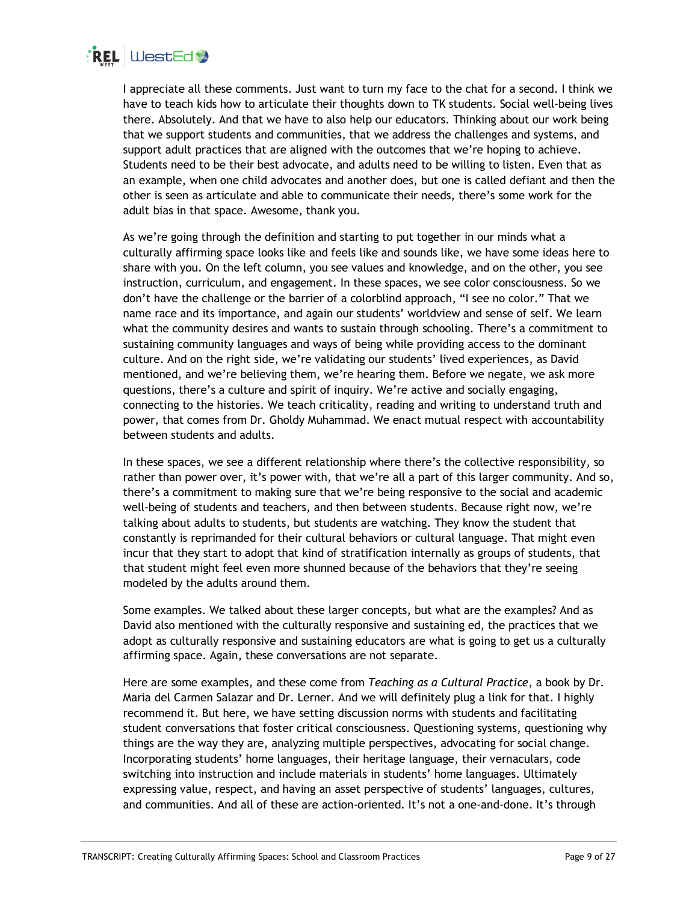I appreciate all these comments. Just want to turn my face to the chat for a second. I think we have to teach kids how to articulate their thoughts down to TK students. Social well-being lives there. Absolutely. And that we have to also help our educators. Thinking about our work being that we support students and communities, that we address the challenges and systems, and support adult practices that are aligned with the outcomes that we're hoping to achieve. Students need to be their best advocate, and adults need to be willing to listen. Even that as an example, when one child advocates and another does, but one is called defiant and then the other is seen as articulate and able to communicate their needs, there's some work for the adult bias in that space. Awesome, thank you.

As we're going through the definition and starting to put together in our minds what a culturally affirming space looks like and feels like and sounds like, we have some ideas here to share with you. On the left column, you see values and knowledge, and on the other, you see instruction, curriculum, and engagement. In these spaces, we see color consciousness. So we don't have the challenge or the barrier of a colorblind approach, "I see no color." That we name race and its importance, and again our students' worldview and sense of self. We learn what the community desires and wants to sustain through schooling. There's a commitment to sustaining community languages and ways of being while providing access to the dominant culture. And on the right side, we're validating our students' lived experiences, as David mentioned, and we're believing them, we're hearing them. Before we negate, we ask more questions, there's a culture and spirit of inquiry. We're active and socially engaging, connecting to the histories. We teach criticality, reading and writing to understand truth and power, that comes from Dr. Gholdy Muhammad. We enact mutual respect with accountability between students and adults.

In these spaces, we see a different relationship where there's the collective responsibility, so rather than power over, it's power with, that we're all a part of this larger community. And so, there's a commitment to making sure that we're being responsive to the social and academic well-being of students and teachers, and then between students. Because right now, we're talking about adults to students, but students are watching. They know the student that constantly is reprimanded for their cultural behaviors or cultural language. That might even incur that they start to adopt that kind of stratification internally as groups of students, that that student might feel even more shunned because of the behaviors that they're seeing modeled by the adults around them.

Some examples. We talked about these larger concepts, but what are the examples? And as David also mentioned with the culturally responsive and sustaining ed, the practices that we adopt as culturally responsive and sustaining educators are what is going to get us a culturally affirming space. Again, these conversations are not separate.

Here are some examples, and these come from *Teaching as a Cultural Practice*, a book by Dr. Maria del Carmen Salazar and Dr. Lerner. And we will definitely plug a link for that. I highly recommend it. But here, we have setting discussion norms with students and facilitating student conversations that foster critical consciousness. Questioning systems, questioning why things are the way they are, analyzing multiple perspectives, advocating for social change. Incorporating students' home languages, their heritage language, their vernaculars, code switching into instruction and include materials in students' home languages. Ultimately expressing value, respect, and having an asset perspective of students' languages, cultures, and communities. And all of these are action-oriented. It's not a one-and-done. It's through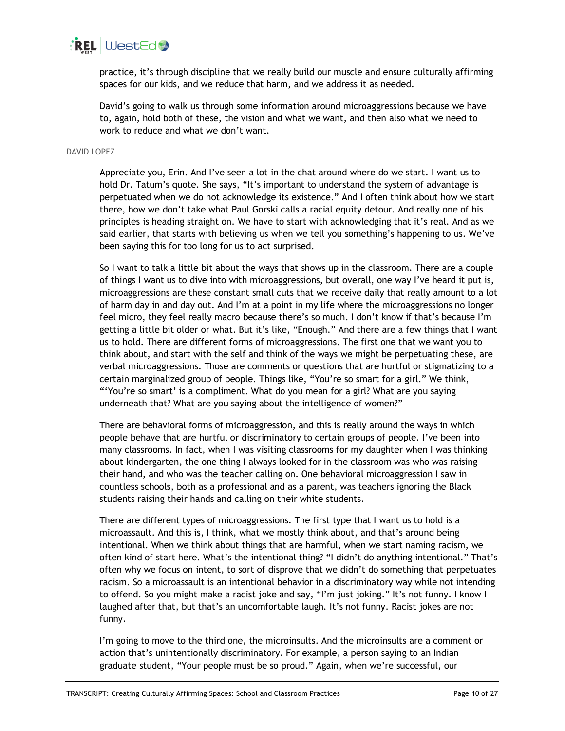practice, it's through discipline that we really build our muscle and ensure culturally affirming spaces for our kids, and we reduce that harm, and we address it as needed.

David's going to walk us through some information around microaggressions because we have to, again, hold both of these, the vision and what we want, and then also what we need to work to reduce and what we don't want.

DAVID LOPEZ

Appreciate you, Erin. And I've seen a lot in the chat around where do we start. I want us to hold Dr. Tatum's quote. She says, "It's important to understand the system of advantage is perpetuated when we do not acknowledge its existence." And I often think about how we start there, how we don't take what Paul Gorski calls a racial equity detour. And really one of his principles is heading straight on. We have to start with acknowledging that it's real. And as we said earlier, that starts with believing us when we tell you something's happening to us. We've been saying this for too long for us to act surprised.

So I want to talk a little bit about the ways that shows up in the classroom. There are a couple of things I want us to dive into with microaggressions, but overall, one way I've heard it put is, microaggressions are these constant small cuts that we receive daily that really amount to a lot of harm day in and day out. And I'm at a point in my life where the microaggressions no longer feel micro, they feel really macro because there's so much. I don't know if that's because I'm getting a little bit older or what. But it's like, "Enough." And there are a few things that I want us to hold. There are different forms of microaggressions. The first one that we want you to think about, and start with the self and think of the ways we might be perpetuating these, are verbal microaggressions. Those are comments or questions that are hurtful or stigmatizing to a certain marginalized group of people. Things like, "You're so smart for a girl." We think, "'You're so smart' is a compliment. What do you mean for a girl? What are you saying underneath that? What are you saying about the intelligence of women?"

There are behavioral forms of microaggression, and this is really around the ways in which people behave that are hurtful or discriminatory to certain groups of people. I've been into many classrooms. In fact, when I was visiting classrooms for my daughter when I was thinking about kindergarten, the one thing I always looked for in the classroom was who was raising their hand, and who was the teacher calling on. One behavioral microaggression I saw in countless schools, both as a professional and as a parent, was teachers ignoring the Black students raising their hands and calling on their white students.

There are different types of microaggressions. The first type that I want us to hold is a microassault. And this is, I think, what we mostly think about, and that's around being intentional. When we think about things that are harmful, when we start naming racism, we often kind of start here. What's the intentional thing? "I didn't do anything intentional." That's often why we focus on intent, to sort of disprove that we didn't do something that perpetuates racism. So a microassault is an intentional behavior in a discriminatory way while not intending to offend. So you might make a racist joke and say, "I'm just joking." It's not funny. I know I laughed after that, but that's an uncomfortable laugh. It's not funny. Racist jokes are not funny.

I'm going to move to the third one, the microinsults. And the microinsults are a comment or action that's unintentionally discriminatory. For example, a person saying to an Indian graduate student, "Your people must be so proud." Again, when we're successful, our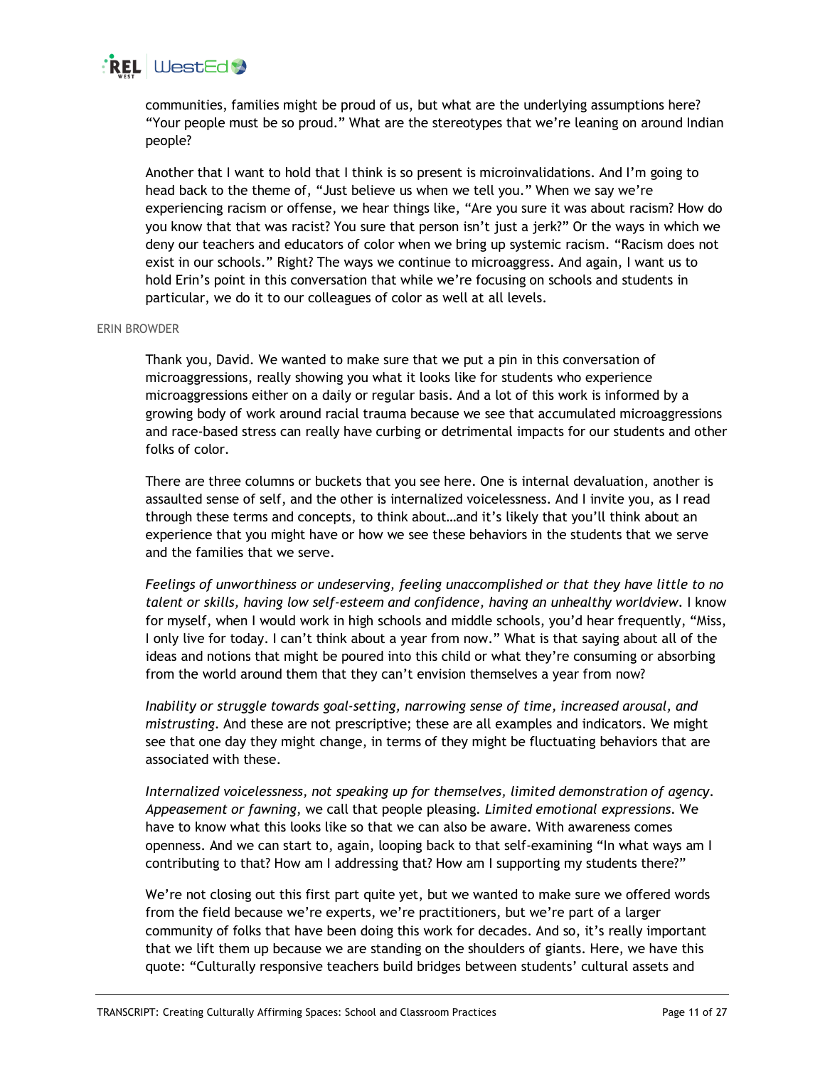communities, families might be proud of us, but what are the underlying assumptions here? "Your people must be so proud." What are the stereotypes that we're leaning on around Indian people?

Another that I want to hold that I think is so present is microinvalidations. And I'm going to head back to the theme of, "Just believe us when we tell you." When we say we're experiencing racism or offense, we hear things like, "Are you sure it was about racism? How do you know that that was racist? You sure that person isn't just a jerk?" Or the ways in which we deny our teachers and educators of color when we bring up systemic racism. "Racism does not exist in our schools." Right? The ways we continue to microaggress. And again, I want us to hold Erin's point in this conversation that while we're focusing on schools and students in particular, we do it to our colleagues of color as well at all levels.

ERIN BROWDER

Thank you, David. We wanted to make sure that we put a pin in this conversation of microaggressions, really showing you what it looks like for students who experience microaggressions either on a daily or regular basis. And a lot of this work is informed by a growing body of work around racial trauma because we see that accumulated microaggressions and race-based stress can really have curbing or detrimental impacts for our students and other folks of color.

There are three columns or buckets that you see here. One is internal devaluation, another is assaulted sense of self, and the other is internalized voicelessness. And I invite you, as I read through these terms and concepts, to think about…and it's likely that you'll think about an experience that you might have or how we see these behaviors in the students that we serve and the families that we serve.

*Feelings of unworthiness or undeserving, feeling unaccomplished or that they have little to no talent or skills, having low self-esteem and confidence, having an unhealthy worldview*. I know for myself, when I would work in high schools and middle schools, you'd hear frequently, "Miss, I only live for today. I can't think about a year from now." What is that saying about all of the ideas and notions that might be poured into this child or what they're consuming or absorbing from the world around them that they can't envision themselves a year from now?

*Inability or struggle towards goal-setting, narrowing sense of time, increased arousal, and mistrusting*. And these are not prescriptive; these are all examples and indicators. We might see that one day they might change, in terms of they might be fluctuating behaviors that are associated with these.

*Internalized voicelessness, not speaking up for themselves, limited demonstration of agency. Appeasement or fawning,* we call that people pleasing. *Limited emotional expressions.* We have to know what this looks like so that we can also be aware. With awareness comes openness. And we can start to, again, looping back to that self-examining "In what ways am I contributing to that? How am I addressing that? How am I supporting my students there?"

We're not closing out this first part quite yet, but we wanted to make sure we offered words from the field because we're experts, we're practitioners, but we're part of a larger community of folks that have been doing this work for decades. And so, it's really important that we lift them up because we are standing on the shoulders of giants. Here, we have this quote: "Culturally responsive teachers build bridges between students' cultural assets and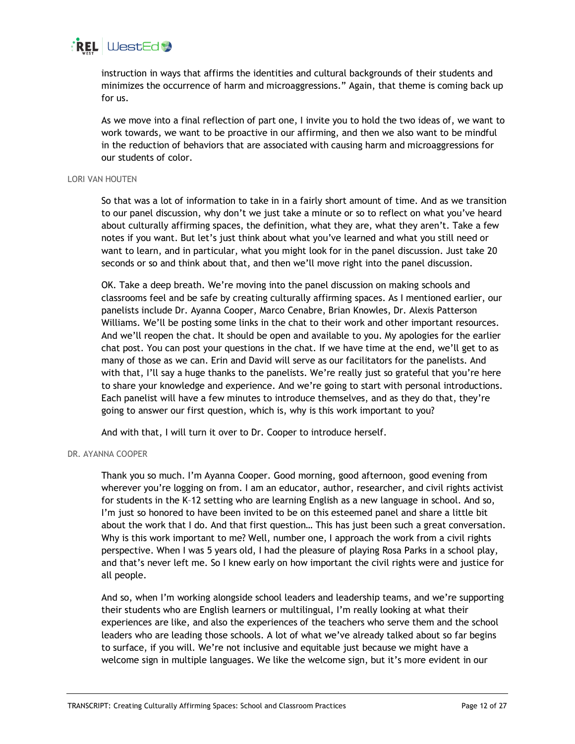instruction in ways that affirms the identities and cultural backgrounds of their students and minimizes the occurrence of harm and microaggressions." Again, that theme is coming back up for us.

As we move into a final reflection of part one, I invite you to hold the two ideas of, we want to work towards, we want to be proactive in our affirming, and then we also want to be mindful in the reduction of behaviors that are associated with causing harm and microaggressions for our students of color.

LORI VAN HOUTEN

So that was a lot of information to take in in a fairly short amount of time. And as we transition to our panel discussion, why don't we just take a minute or so to reflect on what you've heard about culturally affirming spaces, the definition, what they are, what they aren't. Take a few notes if you want. But let's just think about what you've learned and what you still need or want to learn, and in particular, what you might look for in the panel discussion. Just take 20 seconds or so and think about that, and then we'll move right into the panel discussion.

OK. Take a deep breath. We're moving into the panel discussion on making schools and classrooms feel and be safe by creating culturally affirming spaces. As I mentioned earlier, our panelists include Dr. Ayanna Cooper, Marco Cenabre, Brian Knowles, Dr. Alexis Patterson Williams. We'll be posting some links in the chat to their work and other important resources. And we'll reopen the chat. It should be open and available to you. My apologies for the earlier chat post. You can post your questions in the chat. If we have time at the end, we'll get to as many of those as we can. Erin and David will serve as our facilitators for the panelists. And with that, I'll say a huge thanks to the panelists. We're really just so grateful that you're here to share your knowledge and experience. And we're going to start with personal introductions. Each panelist will have a few minutes to introduce themselves, and as they do that, they're going to answer our first question, which is, why is this work important to you?

And with that, I will turn it over to Dr. Cooper to introduce herself.

DR. AYANNA COOPER

Thank you so much. I'm Ayanna Cooper. Good morning, good afternoon, good evening from wherever you're logging on from. I am an educator, author, researcher, and civil rights activist for students in the K–12 setting who are learning English as a new language in school. And so, I'm just so honored to have been invited to be on this esteemed panel and share a little bit about the work that I do. And that first question… This has just been such a great conversation. Why is this work important to me? Well, number one, I approach the work from a civil rights perspective. When I was 5 years old, I had the pleasure of playing Rosa Parks in a school play, and that's never left me. So I knew early on how important the civil rights were and justice for all people.

And so, when I'm working alongside school leaders and leadership teams, and we're supporting their students who are English learners or multilingual, I'm really looking at what their experiences are like, and also the experiences of the teachers who serve them and the school leaders who are leading those schools. A lot of what we've already talked about so far begins to surface, if you will. We're not inclusive and equitable just because we might have a welcome sign in multiple languages. We like the welcome sign, but it's more evident in our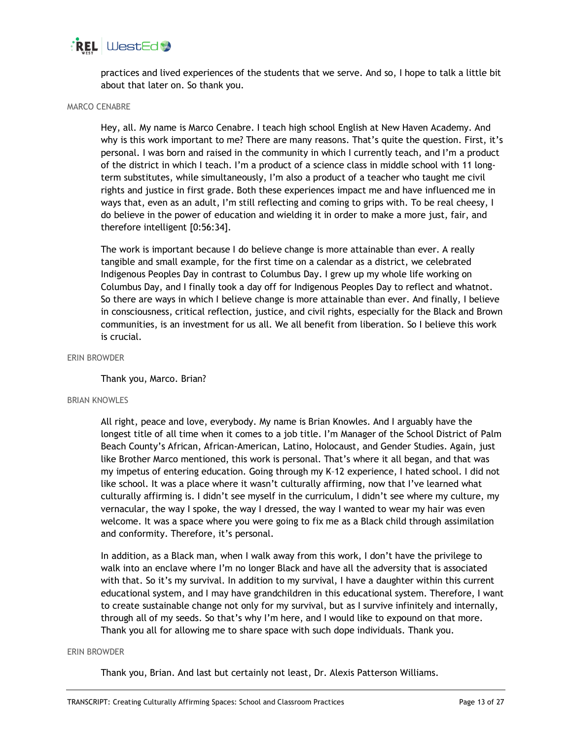practices and lived experiences of the students that we serve. And so, I hope to talk a little bit about that later on. So thank you.

MARCO CENABRE

Hey, all. My name is Marco Cenabre. I teach high school English at New Haven Academy. And why is this work important to me? There are many reasons. That's quite the question. First, it's personal. I was born and raised in the community in which I currently teach, and I'm a product of the district in which I teach. I'm a product of a science class in middle school with 11 long-term substitutes, while simultaneously, I'm also a product of a teacher who taught me civil rights and justice in first grade. Both these experiences impact me and have influenced me in ways that, even as an adult, I'm still reflecting and coming to grips with. To be real cheesy, I do believe in the power of education and wielding it in order to make a more just, fair, and therefore intelligent [0:56:34].

The work is important because I do believe change is more attainable than ever. A really tangible and small example, for the first time on a calendar as a district, we celebrated Indigenous Peoples Day in contrast to Columbus Day. I grew up my whole life working on Columbus Day, and I finally took a day off for Indigenous Peoples Day to reflect and whatnot. So there are ways in which I believe change is more attainable than ever. And finally, I believe in consciousness, critical reflection, justice, and civil rights, especially for the Black and Brown communities, is an investment for us all. We all benefit from liberation. So I believe this work is crucial.

ERIN BROWDER

Thank you, Marco. Brian?

BRIAN KNOWLES

All right, peace and love, everybody. My name is Brian Knowles. And I arguably have the longest title of all time when it comes to a job title. I'm Manager of the School District of Palm Beach County's African, African-American, Latino, Holocaust, and Gender Studies. Again, just like Brother Marco mentioned, this work is personal. That's where it all began, and that was my impetus of entering education. Going through my K–12 experience, I hated school. I did not like school. It was a place where it wasn't culturally affirming, now that I've learned what culturally affirming is. I didn't see myself in the curriculum, I didn't see where my culture, my vernacular, the way I spoke, the way I dressed, the way I wanted to wear my hair was even welcome. It was a space where you were going to fix me as a Black child through assimilation and conformity. Therefore, it's personal.

In addition, as a Black man, when I walk away from this work, I don't have the privilege to walk into an enclave where I'm no longer Black and have all the adversity that is associated with that. So it's my survival. In addition to my survival, I have a daughter within this current educational system, and I may have grandchildren in this educational system. Therefore, I want to create sustainable change not only for my survival, but as I survive infinitely and internally, through all of my seeds. So that's why I'm here, and I would like to expound on that more. Thank you all for allowing me to share space with such dope individuals. Thank you.

ERIN BROWDER

Thank you, Brian. And last but certainly not least, Dr. Alexis Patterson Williams.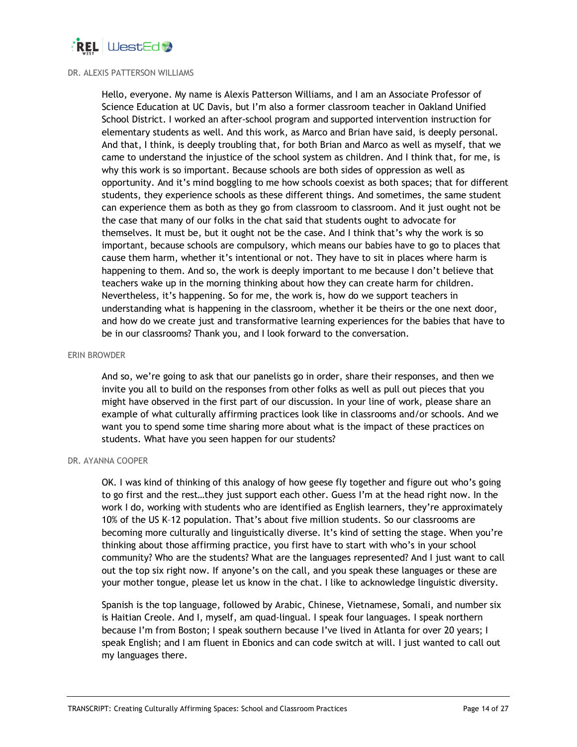DR. ALEXIS PATTERSON WILLIAMS

Hello, everyone. My name is Alexis Patterson Williams, and I am an Associate Professor of Science Education at UC Davis, but I'm also a former classroom teacher in Oakland Unified School District. I worked an after-school program and supported intervention instruction for elementary students as well. And this work, as Marco and Brian have said, is deeply personal. And that, I think, is deeply troubling that, for both Brian and Marco as well as myself, that we came to understand the injustice of the school system as children. And I think that, for me, is why this work is so important. Because schools are both sides of oppression as well as opportunity. And it's mind boggling to me how schools coexist as both spaces; that for different students, they experience schools as these different things. And sometimes, the same student can experience them as both as they go from classroom to classroom. And it just ought not be the case that many of our folks in the chat said that students ought to advocate for themselves. It must be, but it ought not be the case. And I think that's why the work is so important, because schools are compulsory, which means our babies have to go to places that cause them harm, whether it's intentional or not. They have to sit in places where harm is happening to them. And so, the work is deeply important to me because I don't believe that teachers wake up in the morning thinking about how they can create harm for children. Nevertheless, it's happening. So for me, the work is, how do we support teachers in understanding what is happening in the classroom, whether it be theirs or the one next door, and how do we create just and transformative learning experiences for the babies that have to be in our classrooms? Thank you, and I look forward to the conversation.

ERIN BROWDER

And so, we're going to ask that our panelists go in order, share their responses, and then we invite you all to build on the responses from other folks as well as pull out pieces that you might have observed in the first part of our discussion. In your line of work, please share an example of what culturally affirming practices look like in classrooms and/or schools. And we want you to spend some time sharing more about what is the impact of these practices on students. What have you seen happen for our students?

DR. AYANNA COOPER

OK. I was kind of thinking of this analogy of how geese fly together and figure out who's going to go first and the rest…they just support each other. Guess I'm at the head right now. In the work I do, working with students who are identified as English learners, they're approximately 10% of the US K–12 population. That's about five million students. So our classrooms are becoming more culturally and linguistically diverse. It's kind of setting the stage. When you're thinking about those affirming practice, you first have to start with who's in your school community? Who are the students? What are the languages represented? And I just want to call out the top six right now. If anyone's on the call, and you speak these languages or these are your mother tongue, please let us know in the chat. I like to acknowledge linguistic diversity.

Spanish is the top language, followed by Arabic, Chinese, Vietnamese, Somali, and number six is Haitian Creole. And I, myself, am quad-lingual. I speak four languages. I speak northern because I'm from Boston; I speak southern because I've lived in Atlanta for over 20 years; I speak English; and I am fluent in Ebonics and can code switch at will. I just wanted to call out my languages there.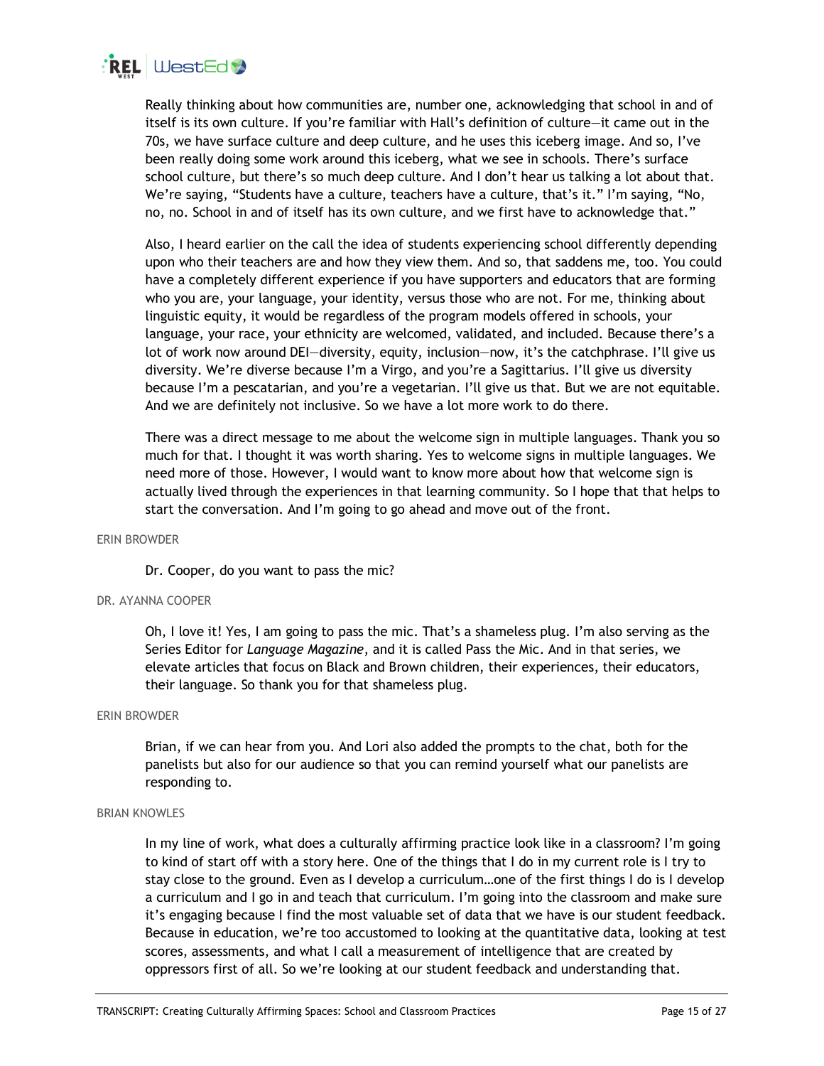Really thinking about how communities are, number one, acknowledging that school in and of itself is its own culture. If you're familiar with Hall's definition of culture—it came out in the 70s, we have surface culture and deep culture, and he uses this iceberg image. And so, I've been really doing some work around this iceberg, what we see in schools. There's surface school culture, but there's so much deep culture. And I don't hear us talking a lot about that. We're saying, "Students have a culture, teachers have a culture, that's it." I'm saying, "No, no, no. School in and of itself has its own culture, and we first have to acknowledge that."

Also, I heard earlier on the call the idea of students experiencing school differently depending upon who their teachers are and how they view them. And so, that saddens me, too. You could have a completely different experience if you have supporters and educators that are forming who you are, your language, your identity, versus those who are not. For me, thinking about linguistic equity, it would be regardless of the program models offered in schools, your language, your race, your ethnicity are welcomed, validated, and included. Because there's a lot of work now around DEI—diversity, equity, inclusion—now, it's the catchphrase. I'll give us diversity. We're diverse because I'm a Virgo, and you're a Sagittarius. I'll give us diversity because I'm a pescatarian, and you're a vegetarian. I'll give us that. But we are not equitable. And we are definitely not inclusive. So we have a lot more work to do there.

There was a direct message to me about the welcome sign in multiple languages. Thank you so much for that. I thought it was worth sharing. Yes to welcome signs in multiple languages. We need more of those. However, I would want to know more about how that welcome sign is actually lived through the experiences in that learning community. So I hope that that helps to start the conversation. And I'm going to go ahead and move out of the front.

ERIN BROWDER

Dr. Cooper, do you want to pass the mic?

DR. AYANNA COOPER

Oh, I love it! Yes, I am going to pass the mic. That's a shameless plug. I'm also serving as the Series Editor for *Language Magazine*, and it is called Pass the Mic. And in that series, we elevate articles that focus on Black and Brown children, their experiences, their educators, their language. So thank you for that shameless plug.

ERIN BROWDER

Brian, if we can hear from you. And Lori also added the prompts to the chat, both for the panelists but also for our audience so that you can remind yourself what our panelists are responding to.

BRIAN KNOWLES

In my line of work, what does a culturally affirming practice look like in a classroom? I'm going to kind of start off with a story here. One of the things that I do in my current role is I try to stay close to the ground. Even as I develop a curriculum…one of the first things I do is I develop a curriculum and I go in and teach that curriculum. I'm going into the classroom and make sure it's engaging because I find the most valuable set of data that we have is our student feedback. Because in education, we're too accustomed to looking at the quantitative data, looking at test scores, assessments, and what I call a measurement of intelligence that are created by oppressors first of all. So we're looking at our student feedback and understanding that.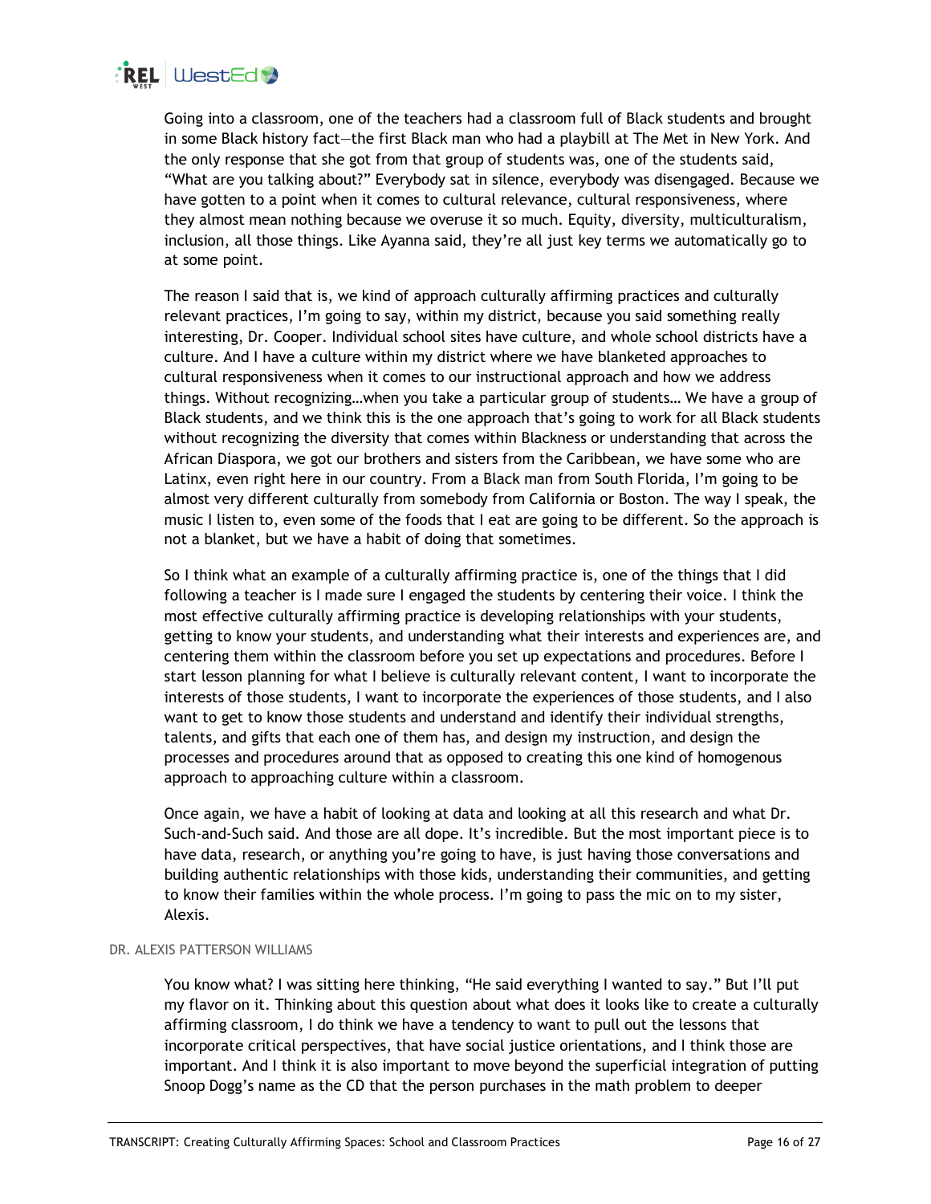Going into a classroom, one of the teachers had a classroom full of Black students and brought in some Black history fact—the first Black man who had a playbill at The Met in New York. And the only response that she got from that group of students was, one of the students said, "What are you talking about?" Everybody sat in silence, everybody was disengaged. Because we have gotten to a point when it comes to cultural relevance, cultural responsiveness, where they almost mean nothing because we overuse it so much. Equity, diversity, multiculturalism, inclusion, all those things. Like Ayanna said, they're all just key terms we automatically go to at some point.

The reason I said that is, we kind of approach culturally affirming practices and culturally relevant practices, I'm going to say, within my district, because you said something really interesting, Dr. Cooper. Individual school sites have culture, and whole school districts have a culture. And I have a culture within my district where we have blanketed approaches to cultural responsiveness when it comes to our instructional approach and how we address things. Without recognizing…when you take a particular group of students… We have a group of Black students, and we think this is the one approach that's going to work for all Black students without recognizing the diversity that comes within Blackness or understanding that across the African Diaspora, we got our brothers and sisters from the Caribbean, we have some who are Latinx, even right here in our country. From a Black man from South Florida, I'm going to be almost very different culturally from somebody from California or Boston. The way I speak, the music I listen to, even some of the foods that I eat are going to be different. So the approach is not a blanket, but we have a habit of doing that sometimes.

So I think what an example of a culturally affirming practice is, one of the things that I did following a teacher is I made sure I engaged the students by centering their voice. I think the most effective culturally affirming practice is developing relationships with your students, getting to know your students, and understanding what their interests and experiences are, and centering them within the classroom before you set up expectations and procedures. Before I start lesson planning for what I believe is culturally relevant content, I want to incorporate the interests of those students, I want to incorporate the experiences of those students, and I also want to get to know those students and understand and identify their individual strengths, talents, and gifts that each one of them has, and design my instruction, and design the processes and procedures around that as opposed to creating this one kind of homogenous approach to approaching culture within a classroom.

Once again, we have a habit of looking at data and looking at all this research and what Dr. Such-and-Such said. And those are all dope. It's incredible. But the most important piece is to have data, research, or anything you're going to have, is just having those conversations and building authentic relationships with those kids, understanding their communities, and getting to know their families within the whole process. I'm going to pass the mic on to my sister, Alexis.

DR. ALEXIS PATTERSON WILLIAMS

You know what? I was sitting here thinking, "He said everything I wanted to say." But I'll put my flavor on it. Thinking about this question about what does it looks like to create a culturally affirming classroom, I do think we have a tendency to want to pull out the lessons that incorporate critical perspectives, that have social justice orientations, and I think those are important. And I think it is also important to move beyond the superficial integration of putting Snoop Dogg's name as the CD that the person purchases in the math problem to deeper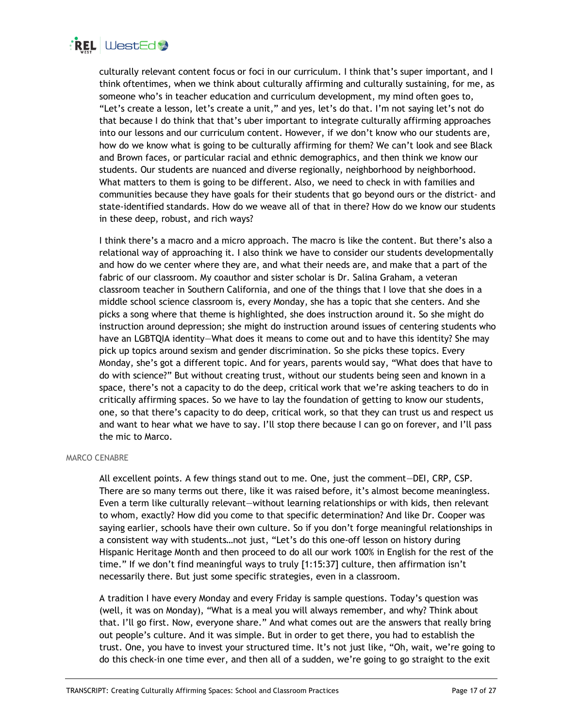culturally relevant content focus or foci in our curriculum. I think that's super important, and I think oftentimes, when we think about culturally affirming and culturally sustaining, for me, as someone who's in teacher education and curriculum development, my mind often goes to, "Let's create a lesson, let's create a unit," and yes, let's do that. I'm not saying let's not do that because I do think that that's uber important to integrate culturally affirming approaches into our lessons and our curriculum content. However, if we don't know who our students are, how do we know what is going to be culturally affirming for them? We can't look and see Black and Brown faces, or particular racial and ethnic demographics, and then think we know our students. Our students are nuanced and diverse regionally, neighborhood by neighborhood. What matters to them is going to be different. Also, we need to check in with families and communities because they have goals for their students that go beyond ours or the district- and state-identified standards. How do we weave all of that in there? How do we know our students in these deep, robust, and rich ways?

I think there's a macro and a micro approach. The macro is like the content. But there's also a relational way of approaching it. I also think we have to consider our students developmentally and how do we center where they are, and what their needs are, and make that a part of the fabric of our classroom. My coauthor and sister scholar is Dr. Salina Graham, a veteran classroom teacher in Southern California, and one of the things that I love that she does in a middle school science classroom is, every Monday, she has a topic that she centers. And she picks a song where that theme is highlighted, she does instruction around it. So she might do instruction around depression; she might do instruction around issues of centering students who have an LGBTQIA identity—What does it means to come out and to have this identity? She may pick up topics around sexism and gender discrimination. So she picks these topics. Every Monday, she's got a different topic. And for years, parents would say, "What does that have to do with science?" But without creating trust, without our students being seen and known in a space, there's not a capacity to do the deep, critical work that we're asking teachers to do in critically affirming spaces. So we have to lay the foundation of getting to know our students, one, so that there's capacity to do deep, critical work, so that they can trust us and respect us and want to hear what we have to say. I'll stop there because I can go on forever, and I'll pass the mic to Marco.

MARCO CENABRE

All excellent points. A few things stand out to me. One, just the comment—DEI, CRP, CSP. There are so many terms out there, like it was raised before, it's almost become meaningless. Even a term like culturally relevant—without learning relationships or with kids, then relevant to whom, exactly? How did you come to that specific determination? And like Dr. Cooper was saying earlier, schools have their own culture. So if you don't forge meaningful relationships in a consistent way with students…not just, "Let's do this one-off lesson on history during Hispanic Heritage Month and then proceed to do all our work 100% in English for the rest of the time." If we don't find meaningful ways to truly [1:15:37] culture, then affirmation isn't necessarily there. But just some specific strategies, even in a classroom.

A tradition I have every Monday and every Friday is sample questions. Today's question was (well, it was on Monday), "What is a meal you will always remember, and why? Think about that. I'll go first. Now, everyone share." And what comes out are the answers that really bring out people's culture. And it was simple. But in order to get there, you had to establish the trust. One, you have to invest your structured time. It's not just like, "Oh, wait, we're going to do this check-in one time ever, and then all of a sudden, we're going to go straight to the exit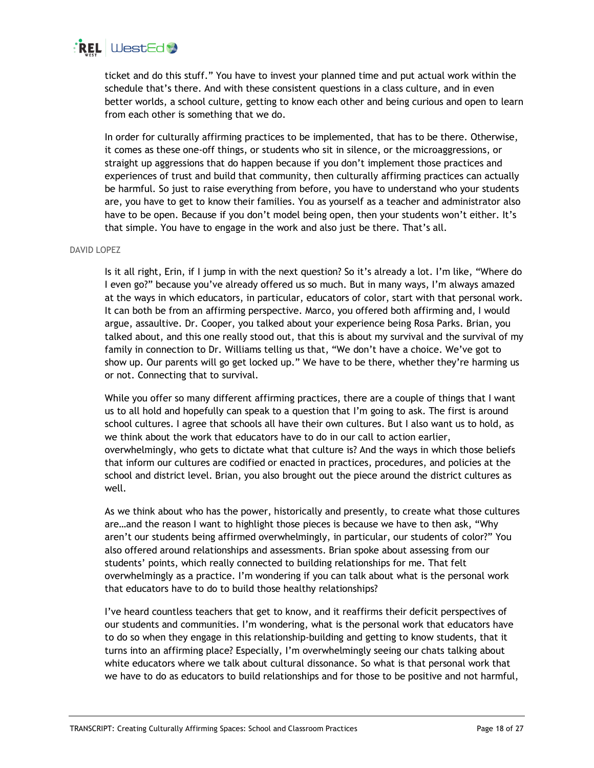ticket and do this stuff." You have to invest your planned time and put actual work within the schedule that's there. And with these consistent questions in a class culture, and in even better worlds, a school culture, getting to know each other and being curious and open to learn from each other is something that we do.

In order for culturally affirming practices to be implemented, that has to be there. Otherwise, it comes as these one-off things, or students who sit in silence, or the microaggressions, or straight up aggressions that do happen because if you don't implement those practices and experiences of trust and build that community, then culturally affirming practices can actually be harmful. So just to raise everything from before, you have to understand who your students are, you have to get to know their families. You as yourself as a teacher and administrator also have to be open. Because if you don't model being open, then your students won't either. It's that simple. You have to engage in the work and also just be there. That's all.

DAVID LOPEZ

Is it all right, Erin, if I jump in with the next question? So it's already a lot. I'm like, "Where do I even go?" because you've already offered us so much. But in many ways, I'm always amazed at the ways in which educators, in particular, educators of color, start with that personal work. It can both be from an affirming perspective. Marco, you offered both affirming and, I would argue, assaultive. Dr. Cooper, you talked about your experience being Rosa Parks. Brian, you talked about, and this one really stood out, that this is about my survival and the survival of my family in connection to Dr. Williams telling us that, "We don't have a choice. We've got to show up. Our parents will go get locked up." We have to be there, whether they're harming us or not. Connecting that to survival.

While you offer so many different affirming practices, there are a couple of things that I want us to all hold and hopefully can speak to a question that I'm going to ask. The first is around school cultures. I agree that schools all have their own cultures. But I also want us to hold, as we think about the work that educators have to do in our call to action earlier, overwhelmingly, who gets to dictate what that culture is? And the ways in which those beliefs that inform our cultures are codified or enacted in practices, procedures, and policies at the school and district level. Brian, you also brought out the piece around the district cultures as well.

As we think about who has the power, historically and presently, to create what those cultures are…and the reason I want to highlight those pieces is because we have to then ask, "Why aren't our students being affirmed overwhelmingly, in particular, our students of color?" You also offered around relationships and assessments. Brian spoke about assessing from our students' points, which really connected to building relationships for me. That felt overwhelmingly as a practice. I'm wondering if you can talk about what is the personal work that educators have to do to build those healthy relationships?

I've heard countless teachers that get to know, and it reaffirms their deficit perspectives of our students and communities. I'm wondering, what is the personal work that educators have to do so when they engage in this relationship-building and getting to know students, that it turns into an affirming place? Especially, I'm overwhelmingly seeing our chats talking about white educators where we talk about cultural dissonance. So what is that personal work that we have to do as educators to build relationships and for those to be positive and not harmful,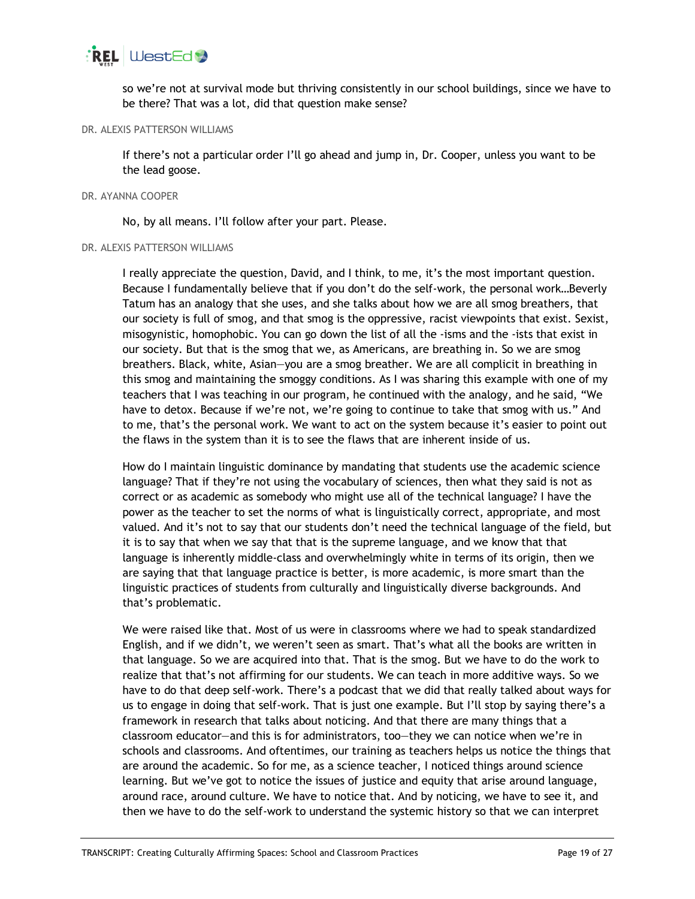so we're not at survival mode but thriving consistently in our school buildings, since we have to be there? That was a lot, did that question make sense?

DR. ALEXIS PATTERSON WILLIAMS

If there's not a particular order I'll go ahead and jump in, Dr. Cooper, unless you want to be the lead goose.

DR. AYANNA COOPER

No, by all means. I'll follow after your part. Please.

DR. ALEXIS PATTERSON WILLIAMS

I really appreciate the question, David, and I think, to me, it's the most important question. Because I fundamentally believe that if you don't do the self-work, the personal work…Beverly Tatum has an analogy that she uses, and she talks about how we are all smog breathers, that our society is full of smog, and that smog is the oppressive, racist viewpoints that exist. Sexist, misogynistic, homophobic. You can go down the list of all the -isms and the -ists that exist in our society. But that is the smog that we, as Americans, are breathing in. So we are smog breathers. Black, white, Asian—you are a smog breather. We are all complicit in breathing in this smog and maintaining the smoggy conditions. As I was sharing this example with one of my teachers that I was teaching in our program, he continued with the analogy, and he said, "We have to detox. Because if we're not, we're going to continue to take that smog with us." And to me, that's the personal work. We want to act on the system because it's easier to point out the flaws in the system than it is to see the flaws that are inherent inside of us.

How do I maintain linguistic dominance by mandating that students use the academic science language? That if they're not using the vocabulary of sciences, then what they said is not as correct or as academic as somebody who might use all of the technical language? I have the power as the teacher to set the norms of what is linguistically correct, appropriate, and most valued. And it's not to say that our students don't need the technical language of the field, but it is to say that when we say that that is the supreme language, and we know that that language is inherently middle-class and overwhelmingly white in terms of its origin, then we are saying that that language practice is better, is more academic, is more smart than the linguistic practices of students from culturally and linguistically diverse backgrounds. And that's problematic.

We were raised like that. Most of us were in classrooms where we had to speak standardized English, and if we didn't, we weren't seen as smart. That's what all the books are written in that language. So we are acquired into that. That is the smog. But we have to do the work to realize that that's not affirming for our students. We can teach in more additive ways. So we have to do that deep self-work. There's a podcast that we did that really talked about ways for us to engage in doing that self-work. That is just one example. But I'll stop by saying there's a framework in research that talks about noticing. And that there are many things that a classroom educator—and this is for administrators, too—they we can notice when we're in schools and classrooms. And oftentimes, our training as teachers helps us notice the things that are around the academic. So for me, as a science teacher, I noticed things around science learning. But we've got to notice the issues of justice and equity that arise around language, around race, around culture. We have to notice that. And by noticing, we have to see it, and then we have to do the self-work to understand the systemic history so that we can interpret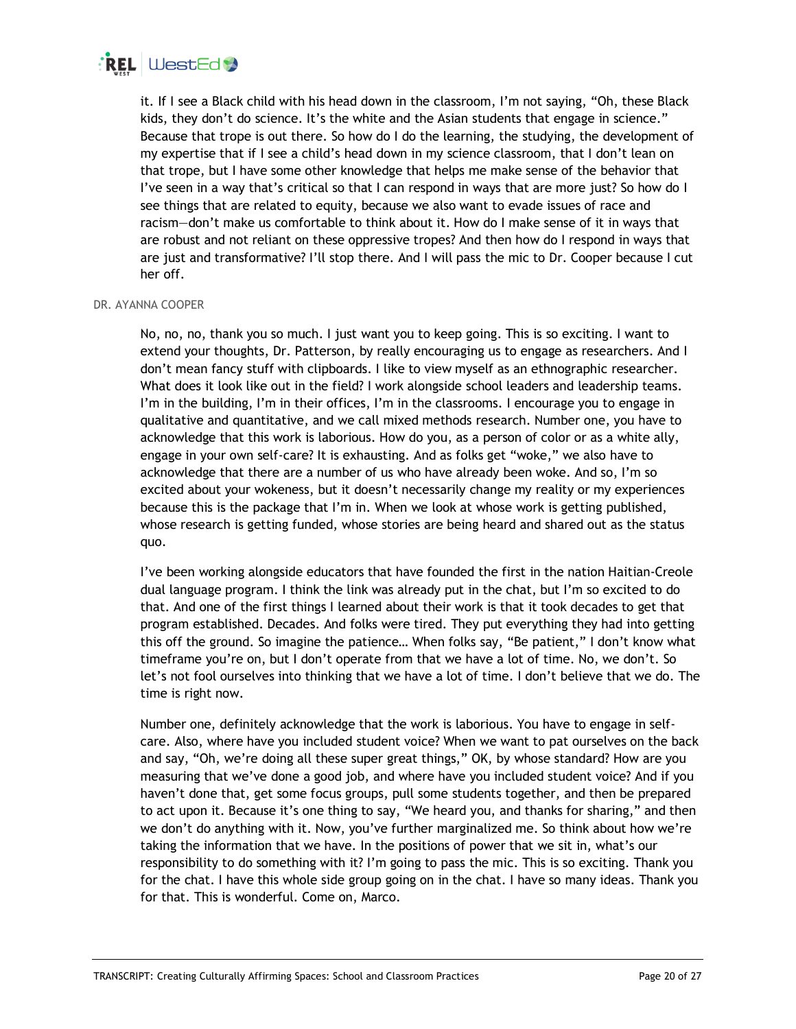it. If I see a Black child with his head down in the classroom, I'm not saying, "Oh, these Black kids, they don't do science. It's the white and the Asian students that engage in science." Because that trope is out there. So how do I do the learning, the studying, the development of my expertise that if I see a child's head down in my science classroom, that I don't lean on that trope, but I have some other knowledge that helps me make sense of the behavior that I've seen in a way that's critical so that I can respond in ways that are more just? So how do I see things that are related to equity, because we also want to evade issues of race and racism—don't make us comfortable to think about it. How do I make sense of it in ways that are robust and not reliant on these oppressive tropes? And then how do I respond in ways that are just and transformative? I'll stop there. And I will pass the mic to Dr. Cooper because I cut her off.

DR. AYANNA COOPER

No, no, no, thank you so much. I just want you to keep going. This is so exciting. I want to extend your thoughts, Dr. Patterson, by really encouraging us to engage as researchers. And I don't mean fancy stuff with clipboards. I like to view myself as an ethnographic researcher. What does it look like out in the field? I work alongside school leaders and leadership teams. I'm in the building, I'm in their offices, I'm in the classrooms. I encourage you to engage in qualitative and quantitative, and we call mixed methods research. Number one, you have to acknowledge that this work is laborious. How do you, as a person of color or as a white ally, engage in your own self-care? It is exhausting. And as folks get "woke," we also have to acknowledge that there are a number of us who have already been woke. And so, I'm so excited about your wokeness, but it doesn't necessarily change my reality or my experiences because this is the package that I'm in. When we look at whose work is getting published, whose research is getting funded, whose stories are being heard and shared out as the status quo.

I've been working alongside educators that have founded the first in the nation Haitian-Creole dual language program. I think the link was already put in the chat, but I'm so excited to do that. And one of the first things I learned about their work is that it took decades to get that program established. Decades. And folks were tired. They put everything they had into getting this off the ground. So imagine the patience… When folks say, "Be patient," I don't know what timeframe you're on, but I don't operate from that we have a lot of time. No, we don't. So let's not fool ourselves into thinking that we have a lot of time. I don't believe that we do. The time is right now.

Number one, definitely acknowledge that the work is laborious. You have to engage in self-care. Also, where have you included student voice? When we want to pat ourselves on the back and say, "Oh, we're doing all these super great things," OK, by whose standard? How are you measuring that we've done a good job, and where have you included student voice? And if you haven't done that, get some focus groups, pull some students together, and then be prepared to act upon it. Because it's one thing to say, "We heard you, and thanks for sharing," and then we don't do anything with it. Now, you've further marginalized me. So think about how we're taking the information that we have. In the positions of power that we sit in, what's our responsibility to do something with it? I'm going to pass the mic. This is so exciting. Thank you for the chat. I have this whole side group going on in the chat. I have so many ideas. Thank you for that. This is wonderful. Come on, Marco.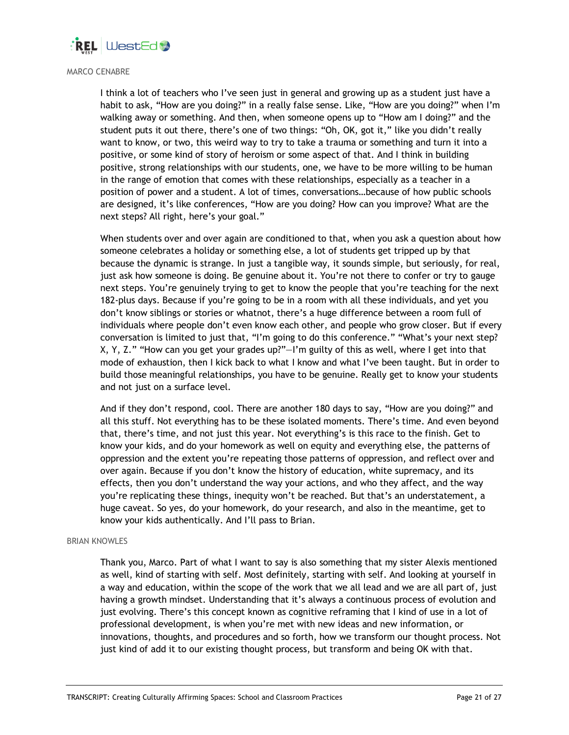MARCO CENABRE

I think a lot of teachers who I've seen just in general and growing up as a student just have a habit to ask, "How are you doing?" in a really false sense. Like, "How are you doing?" when I'm walking away or something. And then, when someone opens up to "How am I doing?" and the student puts it out there, there's one of two things: "Oh, OK, got it," like you didn't really want to know, or two, this weird way to try to take a trauma or something and turn it into a positive, or some kind of story of heroism or some aspect of that. And I think in building positive, strong relationships with our students, one, we have to be more willing to be human in the range of emotion that comes with these relationships, especially as a teacher in a position of power and a student. A lot of times, conversations…because of how public schools are designed, it's like conferences, "How are you doing? How can you improve? What are the next steps? All right, here's your goal."

When students over and over again are conditioned to that, when you ask a question about how someone celebrates a holiday or something else, a lot of students get tripped up by that because the dynamic is strange. In just a tangible way, it sounds simple, but seriously, for real, just ask how someone is doing. Be genuine about it. You're not there to confer or try to gauge next steps. You're genuinely trying to get to know the people that you're teaching for the next 182-plus days. Because if you're going to be in a room with all these individuals, and yet you don't know siblings or stories or whatnot, there's a huge difference between a room full of individuals where people don't even know each other, and people who grow closer. But if every conversation is limited to just that, "I'm going to do this conference." "What's your next step? X, Y, Z." "How can you get your grades up?"—I'm guilty of this as well, where I get into that mode of exhaustion, then I kick back to what I know and what I've been taught. But in order to build those meaningful relationships, you have to be genuine. Really get to know your students and not just on a surface level.

And if they don't respond, cool. There are another 180 days to say, "How are you doing?" and all this stuff. Not everything has to be these isolated moments. There's time. And even beyond that, there's time, and not just this year. Not everything's is this race to the finish. Get to know your kids, and do your homework as well on equity and everything else, the patterns of oppression and the extent you're repeating those patterns of oppression, and reflect over and over again. Because if you don't know the history of education, white supremacy, and its effects, then you don't understand the way your actions, and who they affect, and the way you're replicating these things, inequity won't be reached. But that's an understatement, a huge caveat. So yes, do your homework, do your research, and also in the meantime, get to know your kids authentically. And I'll pass to Brian.

BRIAN KNOWLES

Thank you, Marco. Part of what I want to say is also something that my sister Alexis mentioned as well, kind of starting with self. Most definitely, starting with self. And looking at yourself in a way and education, within the scope of the work that we all lead and we are all part of, just having a growth mindset. Understanding that it's always a continuous process of evolution and just evolving. There's this concept known as cognitive reframing that I kind of use in a lot of professional development, is when you're met with new ideas and new information, or innovations, thoughts, and procedures and so forth, how we transform our thought process. Not just kind of add it to our existing thought process, but transform and being OK with that.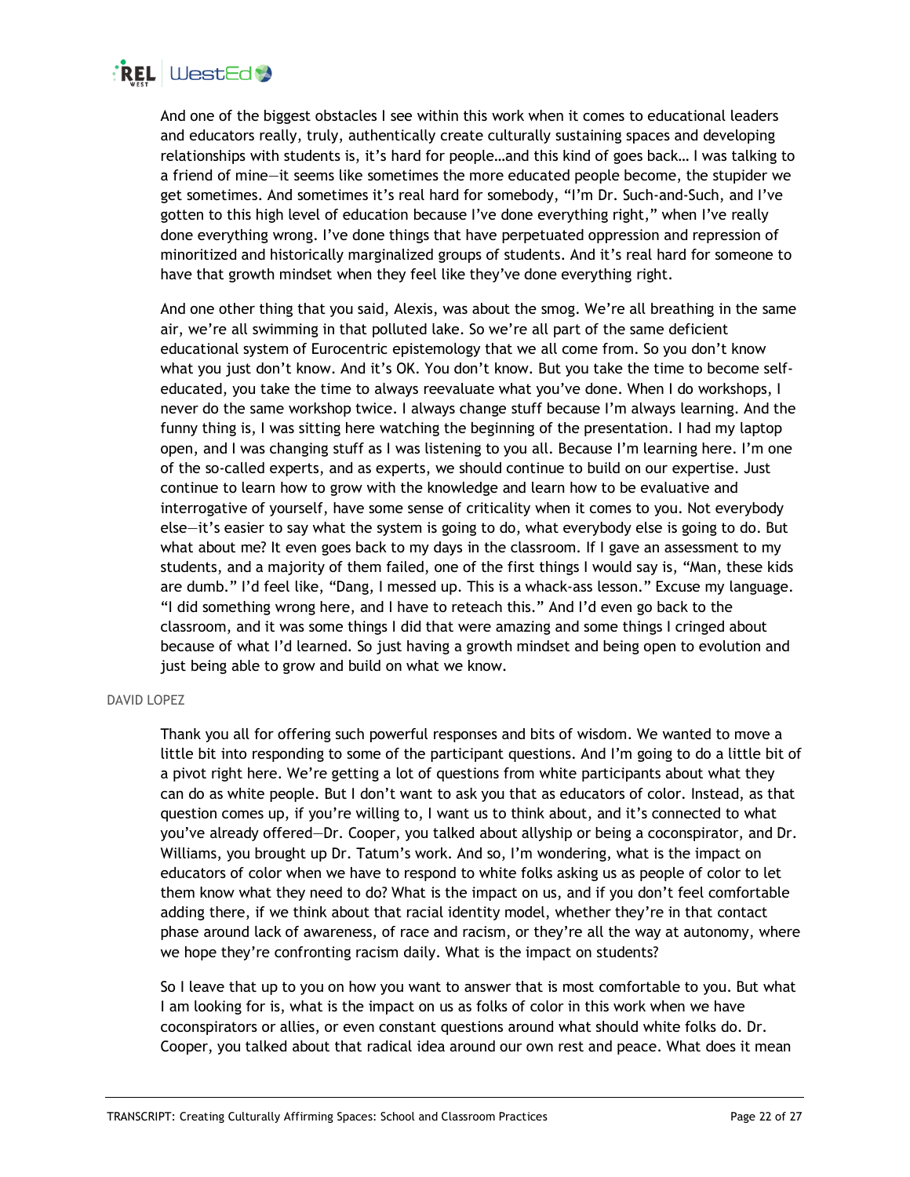And one of the biggest obstacles I see within this work when it comes to educational leaders and educators really, truly, authentically create culturally sustaining spaces and developing relationships with students is, it's hard for people…and this kind of goes back… I was talking to a friend of mine—it seems like sometimes the more educated people become, the stupider we get sometimes. And sometimes it's real hard for somebody, "I'm Dr. Such-and-Such, and I've gotten to this high level of education because I've done everything right," when I've really done everything wrong. I've done things that have perpetuated oppression and repression of minoritized and historically marginalized groups of students. And it's real hard for someone to have that growth mindset when they feel like they've done everything right.

And one other thing that you said, Alexis, was about the smog. We're all breathing in the same air, we're all swimming in that polluted lake. So we're all part of the same deficient educational system of Eurocentric epistemology that we all come from. So you don't know what you just don't know. And it's OK. You don't know. But you take the time to become self-educated, you take the time to always reevaluate what you've done. When I do workshops, I never do the same workshop twice. I always change stuff because I'm always learning. And the funny thing is, I was sitting here watching the beginning of the presentation. I had my laptop open, and I was changing stuff as I was listening to you all. Because I'm learning here. I'm one of the so-called experts, and as experts, we should continue to build on our expertise. Just continue to learn how to grow with the knowledge and learn how to be evaluative and interrogative of yourself, have some sense of criticality when it comes to you. Not everybody else—it's easier to say what the system is going to do, what everybody else is going to do. But what about me? It even goes back to my days in the classroom. If I gave an assessment to my students, and a majority of them failed, one of the first things I would say is, "Man, these kids are dumb." I'd feel like, "Dang, I messed up. This is a whack-ass lesson." Excuse my language. "I did something wrong here, and I have to reteach this." And I'd even go back to the classroom, and it was some things I did that were amazing and some things I cringed about because of what I'd learned. So just having a growth mindset and being open to evolution and just being able to grow and build on what we know.

DAVID LOPEZ

Thank you all for offering such powerful responses and bits of wisdom. We wanted to move a little bit into responding to some of the participant questions. And I'm going to do a little bit of a pivot right here. We're getting a lot of questions from white participants about what they can do as white people. But I don't want to ask you that as educators of color. Instead, as that question comes up, if you're willing to, I want us to think about, and it's connected to what you've already offered—Dr. Cooper, you talked about allyship or being a coconspirator, and Dr. Williams, you brought up Dr. Tatum's work. And so, I'm wondering, what is the impact on educators of color when we have to respond to white folks asking us as people of color to let them know what they need to do? What is the impact on us, and if you don't feel comfortable adding there, if we think about that racial identity model, whether they're in that contact phase around lack of awareness, of race and racism, or they're all the way at autonomy, where we hope they're confronting racism daily. What is the impact on students?

So I leave that up to you on how you want to answer that is most comfortable to you. But what I am looking for is, what is the impact on us as folks of color in this work when we have coconspirators or allies, or even constant questions around what should white folks do. Dr. Cooper, you talked about that radical idea around our own rest and peace. What does it mean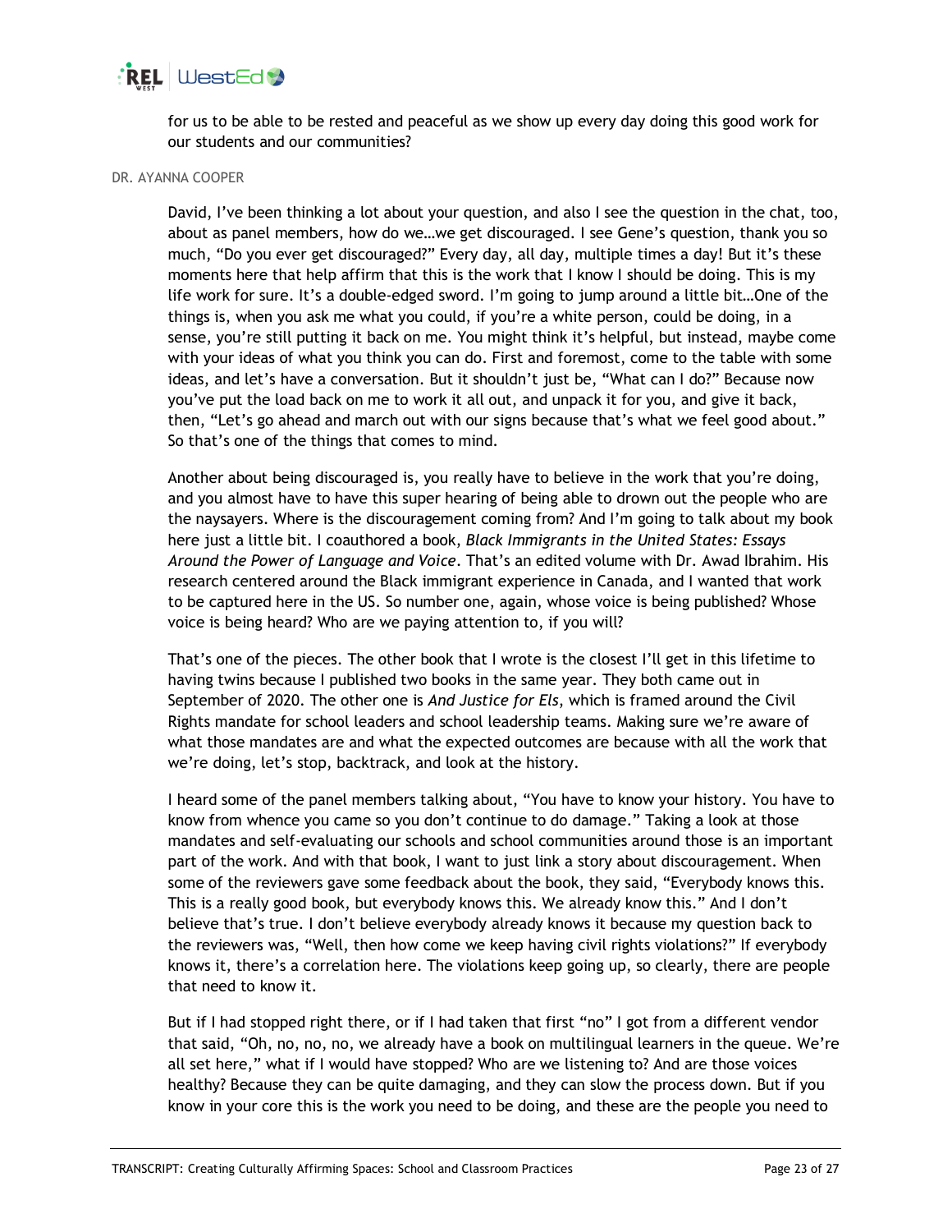for us to be able to be rested and peaceful as we show up every day doing this good work for our students and our communities?

DR. AYANNA COOPER

David, I've been thinking a lot about your question, and also I see the question in the chat, too, about as panel members, how do we…we get discouraged. I see Gene's question, thank you so much, "Do you ever get discouraged?" Every day, all day, multiple times a day! But it's these moments here that help affirm that this is the work that I know I should be doing. This is my life work for sure. It's a double-edged sword. I'm going to jump around a little bit…One of the things is, when you ask me what you could, if you're a white person, could be doing, in a sense, you're still putting it back on me. You might think it's helpful, but instead, maybe come with your ideas of what you think you can do. First and foremost, come to the table with some ideas, and let's have a conversation. But it shouldn't just be, "What can I do?" Because now you've put the load back on me to work it all out, and unpack it for you, and give it back, then, "Let's go ahead and march out with our signs because that's what we feel good about." So that's one of the things that comes to mind.

Another about being discouraged is, you really have to believe in the work that you're doing, and you almost have to have this super hearing of being able to drown out the people who are the naysayers. Where is the discouragement coming from? And I'm going to talk about my book here just a little bit. I coauthored a book, *Black Immigrants in the United States: Essays Around the Power of Language and Voice*. That's an edited volume with Dr. Awad Ibrahim. His research centered around the Black immigrant experience in Canada, and I wanted that work to be captured here in the US. So number one, again, whose voice is being published? Whose voice is being heard? Who are we paying attention to, if you will?

That's one of the pieces. The other book that I wrote is the closest I'll get in this lifetime to having twins because I published two books in the same year. They both came out in September of 2020. The other one is *And Justice for Els*, which is framed around the Civil Rights mandate for school leaders and school leadership teams. Making sure we're aware of what those mandates are and what the expected outcomes are because with all the work that we're doing, let's stop, backtrack, and look at the history.

I heard some of the panel members talking about, "You have to know your history. You have to know from whence you came so you don't continue to do damage." Taking a look at those mandates and self-evaluating our schools and school communities around those is an important part of the work. And with that book, I want to just link a story about discouragement. When some of the reviewers gave some feedback about the book, they said, "Everybody knows this. This is a really good book, but everybody knows this. We already know this." And I don't believe that's true. I don't believe everybody already knows it because my question back to the reviewers was, "Well, then how come we keep having civil rights violations?" If everybody knows it, there's a correlation here. The violations keep going up, so clearly, there are people that need to know it.

But if I had stopped right there, or if I had taken that first "no" I got from a different vendor that said, "Oh, no, no, no, we already have a book on multilingual learners in the queue. We're all set here," what if I would have stopped? Who are we listening to? And are those voices healthy? Because they can be quite damaging, and they can slow the process down. But if you know in your core this is the work you need to be doing, and these are the people you need to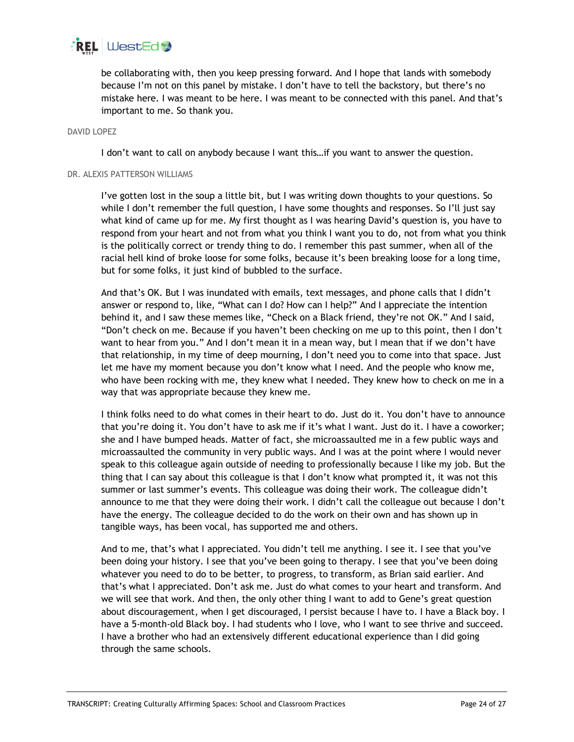be collaborating with, then you keep pressing forward. And I hope that lands with somebody because I'm not on this panel by mistake. I don't have to tell the backstory, but there's no mistake here. I was meant to be here. I was meant to be connected with this panel. And that's important to me. So thank you.

DAVID LOPEZ

I don't want to call on anybody because I want this…if you want to answer the question.

DR. ALEXIS PATTERSON WILLIAMS

I've gotten lost in the soup a little bit, but I was writing down thoughts to your questions. So while I don't remember the full question, I have some thoughts and responses. So I'll just say what kind of came up for me. My first thought as I was hearing David's question is, you have to respond from your heart and not from what you think I want you to do, not from what you think is the politically correct or trendy thing to do. I remember this past summer, when all of the racial hell kind of broke loose for some folks, because it's been breaking loose for a long time, but for some folks, it just kind of bubbled to the surface.

And that's OK. But I was inundated with emails, text messages, and phone calls that I didn't answer or respond to, like, "What can I do? How can I help?" And I appreciate the intention behind it, and I saw these memes like, "Check on a Black friend, they're not OK." And I said, "Don't check on me. Because if you haven't been checking on me up to this point, then I don't want to hear from you." And I don't mean it in a mean way, but I mean that if we don't have that relationship, in my time of deep mourning, I don't need you to come into that space. Just let me have my moment because you don't know what I need. And the people who know me, who have been rocking with me, they knew what I needed. They knew how to check on me in a way that was appropriate because they knew me.

I think folks need to do what comes in their heart to do. Just do it. You don't have to announce that you're doing it. You don't have to ask me if it's what I want. Just do it. I have a coworker; she and I have bumped heads. Matter of fact, she microassaulted me in a few public ways and microassaulted the community in very public ways. And I was at the point where I would never speak to this colleague again outside of needing to professionally because I like my job. But the thing that I can say about this colleague is that I don't know what prompted it, it was not this summer or last summer's events. This colleague was doing their work. The colleague didn't announce to me that they were doing their work. I didn't call the colleague out because I don't have the energy. The colleague decided to do the work on their own and has shown up in tangible ways, has been vocal, has supported me and others.

And to me, that's what I appreciated. You didn't tell me anything. I see it. I see that you've been doing your history. I see that you've been going to therapy. I see that you've been doing whatever you need to do to be better, to progress, to transform, as Brian said earlier. And that's what I appreciated. Don't ask me. Just do what comes to your heart and transform. And we will see that work. And then, the only other thing I want to add to Gene's great question about discouragement, when I get discouraged, I persist because I have to. I have a Black boy. I have a 5-month-old Black boy. I had students who I love, who I want to see thrive and succeed. I have a brother who had an extensively different educational experience than I did going through the same schools.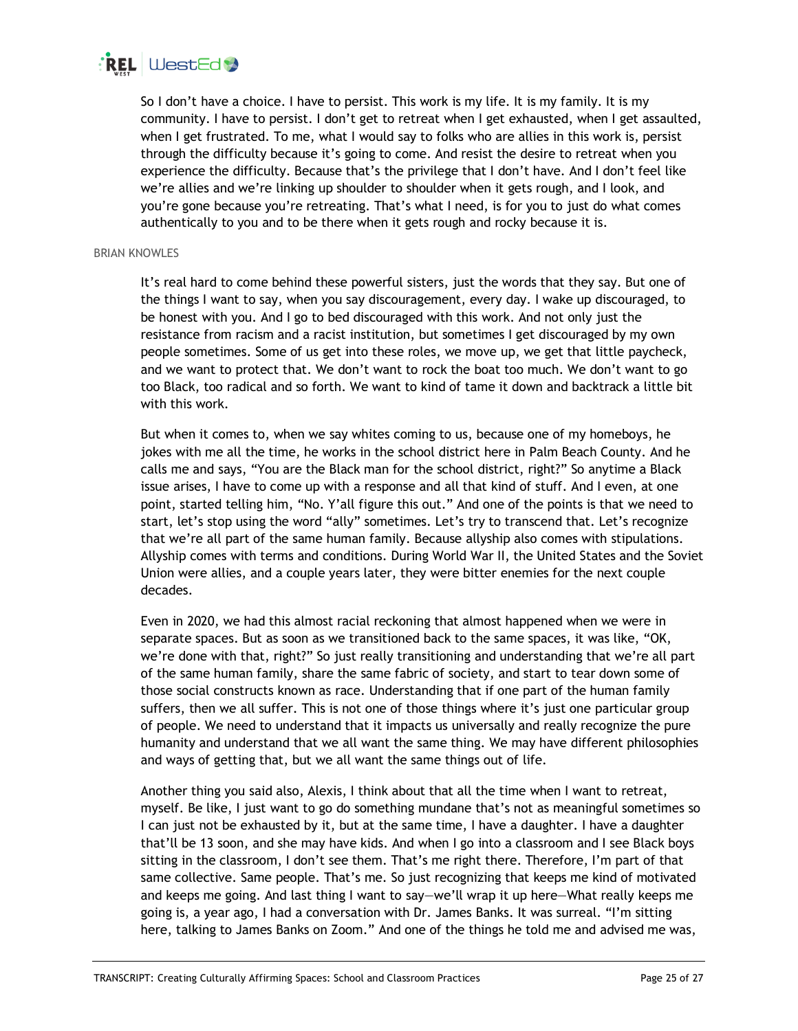So I don't have a choice. I have to persist. This work is my life. It is my family. It is my community. I have to persist. I don't get to retreat when I get exhausted, when I get assaulted, when I get frustrated. To me, what I would say to folks who are allies in this work is, persist through the difficulty because it's going to come. And resist the desire to retreat when you experience the difficulty. Because that's the privilege that I don't have. And I don't feel like we're allies and we're linking up shoulder to shoulder when it gets rough, and I look, and you're gone because you're retreating. That's what I need, is for you to just do what comes authentically to you and to be there when it gets rough and rocky because it is.

BRIAN KNOWLES

It's real hard to come behind these powerful sisters, just the words that they say. But one of the things I want to say, when you say discouragement, every day. I wake up discouraged, to be honest with you. And I go to bed discouraged with this work. And not only just the resistance from racism and a racist institution, but sometimes I get discouraged by my own people sometimes. Some of us get into these roles, we move up, we get that little paycheck, and we want to protect that. We don't want to rock the boat too much. We don't want to go too Black, too radical and so forth. We want to kind of tame it down and backtrack a little bit with this work.

But when it comes to, when we say whites coming to us, because one of my homeboys, he jokes with me all the time, he works in the school district here in Palm Beach County. And he calls me and says, "You are the Black man for the school district, right?" So anytime a Black issue arises, I have to come up with a response and all that kind of stuff. And I even, at one point, started telling him, "No. Y'all figure this out." And one of the points is that we need to start, let's stop using the word "ally" sometimes. Let's try to transcend that. Let's recognize that we're all part of the same human family. Because allyship also comes with stipulations. Allyship comes with terms and conditions. During World War II, the United States and the Soviet Union were allies, and a couple years later, they were bitter enemies for the next couple decades.

Even in 2020, we had this almost racial reckoning that almost happened when we were in separate spaces. But as soon as we transitioned back to the same spaces, it was like, "OK, we're done with that, right?" So just really transitioning and understanding that we're all part of the same human family, share the same fabric of society, and start to tear down some of those social constructs known as race. Understanding that if one part of the human family suffers, then we all suffer. This is not one of those things where it's just one particular group of people. We need to understand that it impacts us universally and really recognize the pure humanity and understand that we all want the same thing. We may have different philosophies and ways of getting that, but we all want the same things out of life.

Another thing you said also, Alexis, I think about that all the time when I want to retreat, myself. Be like, I just want to go do something mundane that's not as meaningful sometimes so I can just not be exhausted by it, but at the same time, I have a daughter. I have a daughter that'll be 13 soon, and she may have kids. And when I go into a classroom and I see Black boys sitting in the classroom, I don't see them. That's me right there. Therefore, I'm part of that same collective. Same people. That's me. So just recognizing that keeps me kind of motivated and keeps me going. And last thing I want to say—we'll wrap it up here—What really keeps me going is, a year ago, I had a conversation with Dr. James Banks. It was surreal. "I'm sitting here, talking to James Banks on Zoom." And one of the things he told me and advised me was,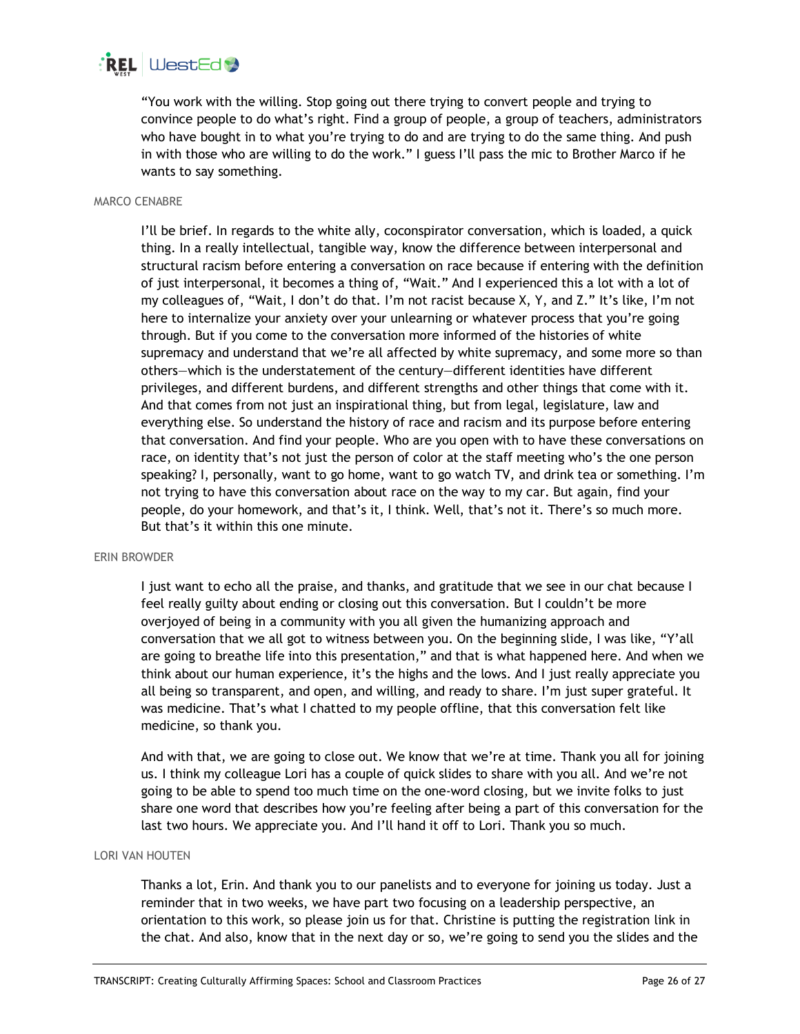"You work with the willing. Stop going out there trying to convert people and trying to convince people to do what's right. Find a group of people, a group of teachers, administrators who have bought in to what you're trying to do and are trying to do the same thing. And push in with those who are willing to do the work." I guess I'll pass the mic to Brother Marco if he wants to say something.

MARCO CENABRE

I'll be brief. In regards to the white ally, coconspirator conversation, which is loaded, a quick thing. In a really intellectual, tangible way, know the difference between interpersonal and structural racism before entering a conversation on race because if entering with the definition of just interpersonal, it becomes a thing of, "Wait." And I experienced this a lot with a lot of my colleagues of, "Wait, I don't do that. I'm not racist because X, Y, and Z." It's like, I'm not here to internalize your anxiety over your unlearning or whatever process that you're going through. But if you come to the conversation more informed of the histories of white supremacy and understand that we're all affected by white supremacy, and some more so than others—which is the understatement of the century—different identities have different privileges, and different burdens, and different strengths and other things that come with it. And that comes from not just an inspirational thing, but from legal, legislature, law and everything else. So understand the history of race and racism and its purpose before entering that conversation. And find your people. Who are you open with to have these conversations on race, on identity that's not just the person of color at the staff meeting who's the one person speaking? I, personally, want to go home, want to go watch TV, and drink tea or something. I'm not trying to have this conversation about race on the way to my car. But again, find your people, do your homework, and that's it, I think. Well, that's not it. There's so much more. But that's it within this one minute.

ERIN BROWDER

I just want to echo all the praise, and thanks, and gratitude that we see in our chat because I feel really guilty about ending or closing out this conversation. But I couldn't be more overjoyed of being in a community with you all given the humanizing approach and conversation that we all got to witness between you. On the beginning slide, I was like, "Y'all are going to breathe life into this presentation," and that is what happened here. And when we think about our human experience, it's the highs and the lows. And I just really appreciate you all being so transparent, and open, and willing, and ready to share. I'm just super grateful. It was medicine. That's what I chatted to my people offline, that this conversation felt like medicine, so thank you.

And with that, we are going to close out. We know that we're at time. Thank you all for joining us. I think my colleague Lori has a couple of quick slides to share with you all. And we're not going to be able to spend too much time on the one-word closing, but we invite folks to just share one word that describes how you're feeling after being a part of this conversation for the last two hours. We appreciate you. And I'll hand it off to Lori. Thank you so much.

LORI VAN HOUTEN

Thanks a lot, Erin. And thank you to our panelists and to everyone for joining us today. Just a reminder that in two weeks, we have part two focusing on a leadership perspective, an orientation to this work, so please join us for that. Christine is putting the registration link in the chat. And also, know that in the next day or so, we're going to send you the slides and the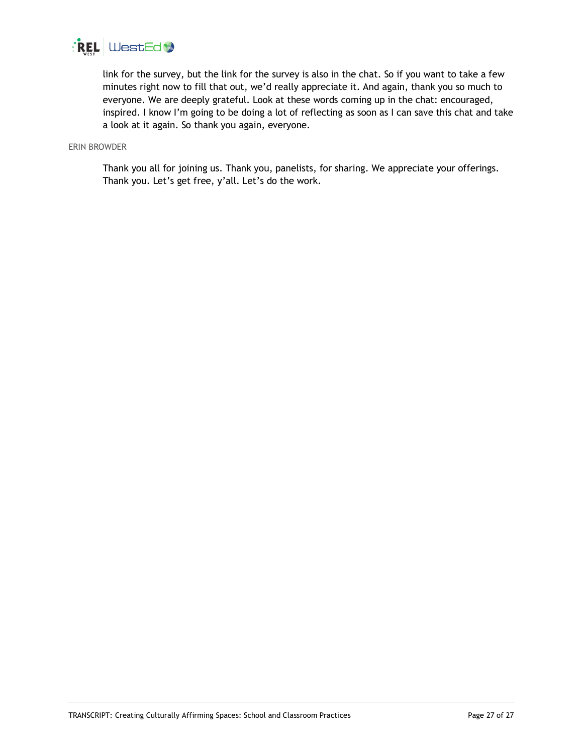link for the survey, but the link for the survey is also in the chat. So if you want to take a few minutes right now to fill that out, we'd really appreciate it. And again, thank you so much to everyone. We are deeply grateful. Look at these words coming up in the chat: encouraged, inspired. I know I'm going to be doing a lot of reflecting as soon as I can save this chat and take a look at it again. So thank you again, everyone.

ERIN BROWDER

Thank you all for joining us. Thank you, panelists, for sharing. We appreciate your offerings. Thank you. Let's get free, y'all. Let's do the work.